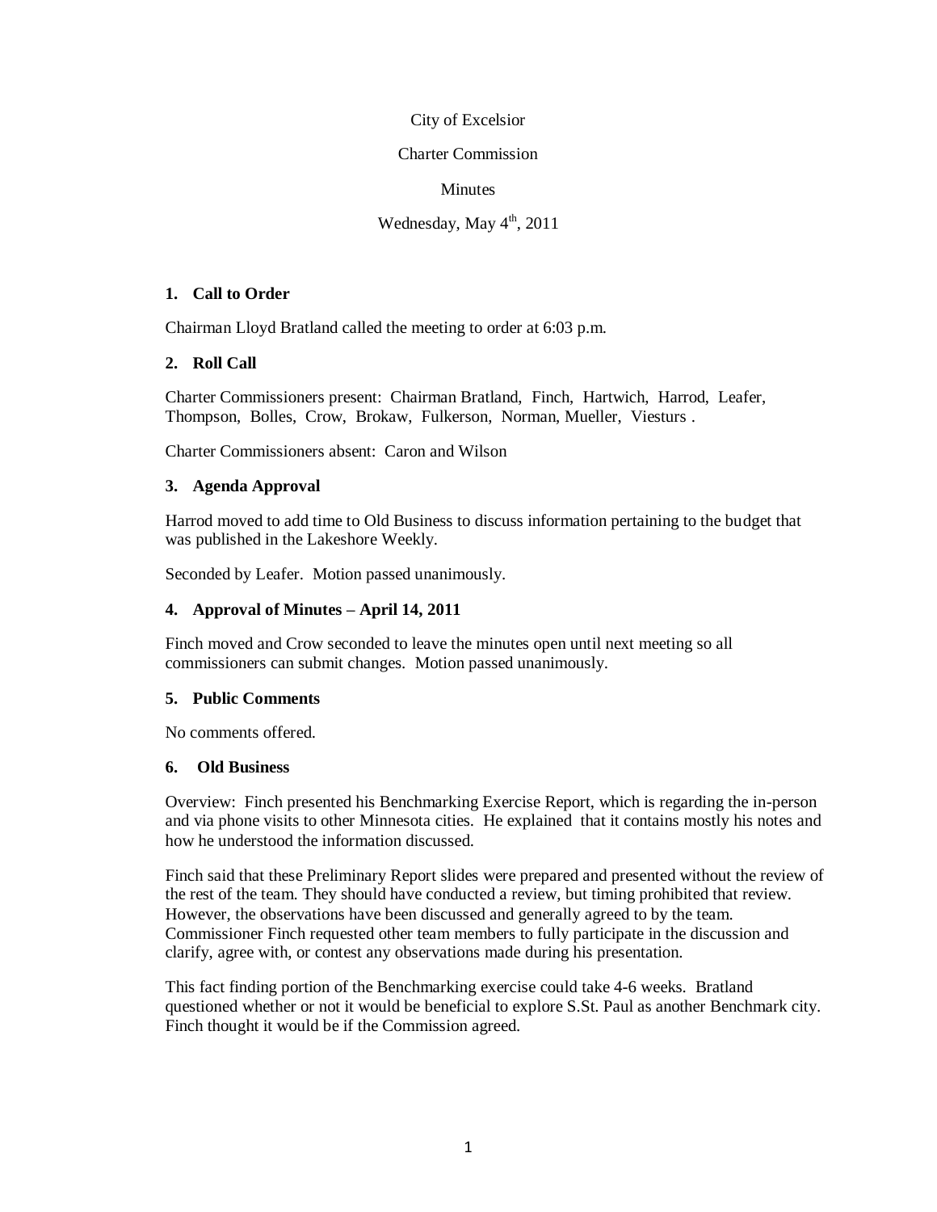City of Excelsior

Charter Commission

Minutes

Wednesday, May 4th, 2011

### 1. Call to Order

Chairman Lloyd Bratland called the meeting to order at 6:03 p.m.

### 2. Roll Call

Charter Commissioners present: Chairman Bratland, Finch, Hartwich, Harrod, Leafer, Thompson, Bolles, Crow, Brokaw, Fulkerson, Norman, Mueller, Viesturs .

Charter Commissioners absent: Caron and Wilson

### 3. Agenda Approval

Harrod moved to add time to Old Business to discuss information pertaining to the budget that was published in the Lakeshore Weekly.

Seconded by Leafer. Motion passed unanimously.

### 4. Approval of Minutes – April 14, 2011

Finch moved and Crow seconded to leave the minutes open until next meeting so all commissioners can submit changes. Motion passed unanimously.

### 5. Public Comments

No comments offered.

### 6. Old Business

Overview: Finch presented his Benchmarking Exercise Report, which is regarding the in-person and via phone visits to other Minnesota cities. He explained that it contains mostly his notes and how he understood the information discussed.

Finch said that these Preliminary Report slides were prepared and presented without the review of the rest of the team. They should have conducted a review, but timing prohibited that review. However, the observations have been discussed and generally agreed to by the team. Commissioner Finch requested other team members to fully participate in the discussion and clarify, agree with, or contest any observations made during his presentation.

This fact finding portion of the Benchmarking exercise could take 4-6 weeks. Bratland questioned whether or not it would be beneficial to explore S.St. Paul as another Benchmark city. Finch thought it would be if the Commission agreed.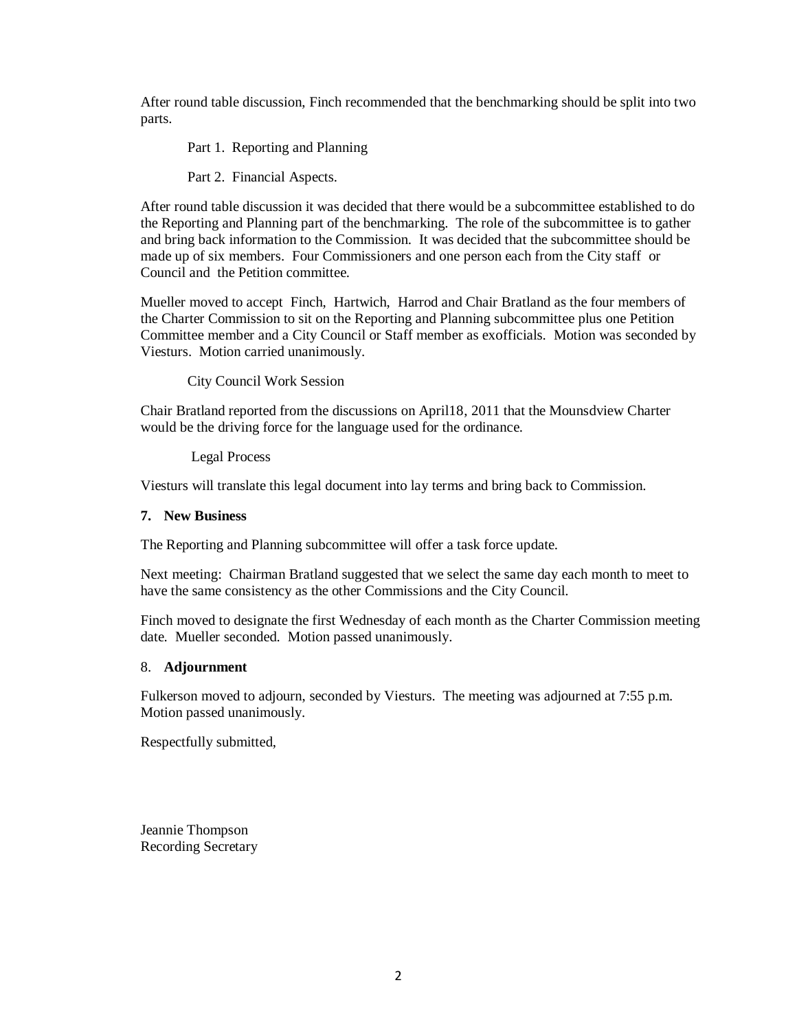After round table discussion, Finch recommended that the benchmarking should be split into two parts.

Part 1. Reporting and Planning

Part 2. Financial Aspects.

After round table discussion it was decided that there would be a subcommittee established to do the Reporting and Planning part of the benchmarking. The role of the subcommittee is to gather and bring back information to the Commission. It was decided that the subcommittee should be made up of six members. Four Commissioners and one person each from the City staff or Council and the Petition committee.

Mueller moved to accept Finch, Hartwich, Harrod and Chair Bratland as the four members of the Charter Commission to sit on the Reporting and Planning subcommittee plus one Petition Committee member and a City Council or Staff member as exofficials. Motion was seconded by Viesturs. Motion carried unanimously.

City Council Work Session

Chair Bratland reported from the discussions on April18, 2011 that the Mounsdview Charter would be the driving force for the language used for the ordinance.

Legal Process

Viesturs will translate this legal document into lay terms and bring back to Commission.

**7. New Business**

The Reporting and Planning subcommittee will offer a task force update.

Next meeting: Chairman Bratland suggested that we select the same day each month to meet to have the same consistency as the other Commissions and the City Council.

Finch moved to designate the first Wednesday of each month as the Charter Commission meeting date. Mueller seconded. Motion passed unanimously.

8. **Adjournment**

Fulkerson moved to adjourn, seconded by Viesturs. The meeting was adjourned at 7:55 p.m. Motion passed unanimously.

Respectfully submitted,

Jeannie Thompson
Recording Secretary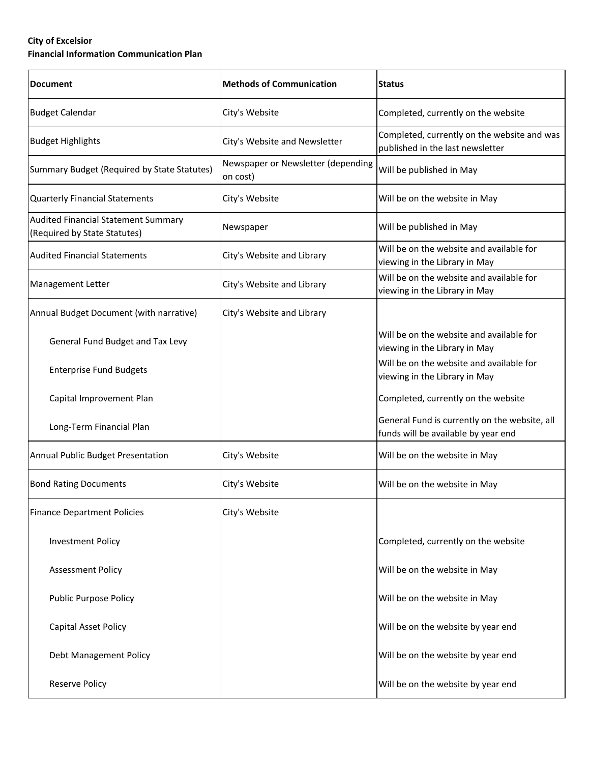**City of Excelsior**
**Financial Information Communication Plan**

| Document | Methods of Communication | Status |
|---|---|---|
| Budget Calendar | City's Website | Completed, currently on the website |
| Budget Highlights | City's Website and Newsletter | Completed, currently on the website and was published in the last newsletter |
| Summary Budget (Required by State Statutes) | Newspaper or Newsletter (depending on cost) | Will be published in May |
| Quarterly Financial Statements | City's Website | Will be on the website in May |
| Audited Financial Statement Summary (Required by State Statutes) | Newspaper | Will be published in May |
| Audited Financial Statements | City's Website and Library | Will be on the website and available for viewing in the Library in May |
| Management Letter | City's Website and Library | Will be on the website and available for viewing in the Library in May |
| Annual Budget Document (with narrative) | City's Website and Library | |
| General Fund Budget and Tax Levy | | Will be on the website and available for viewing in the Library in May |
| Enterprise Fund Budgets | | Will be on the website and available for viewing in the Library in May |
| Capital Improvement Plan | | Completed, currently on the website |
| Long-Term Financial Plan | | General Fund is currently on the website, all funds will be available by year end |
| Annual Public Budget Presentation | City's Website | Will be on the website in May |
| Bond Rating Documents | City's Website | Will be on the website in May |
| Finance Department Policies | City's Website | |
| Investment Policy | | Completed, currently on the website |
| Assessment Policy | | Will be on the website in May |
| Public Purpose Policy | | Will be on the website in May |
| Capital Asset Policy | | Will be on the website by year end |
| Debt Management Policy | | Will be on the website by year end |
| Reserve Policy | | Will be on the website by year end |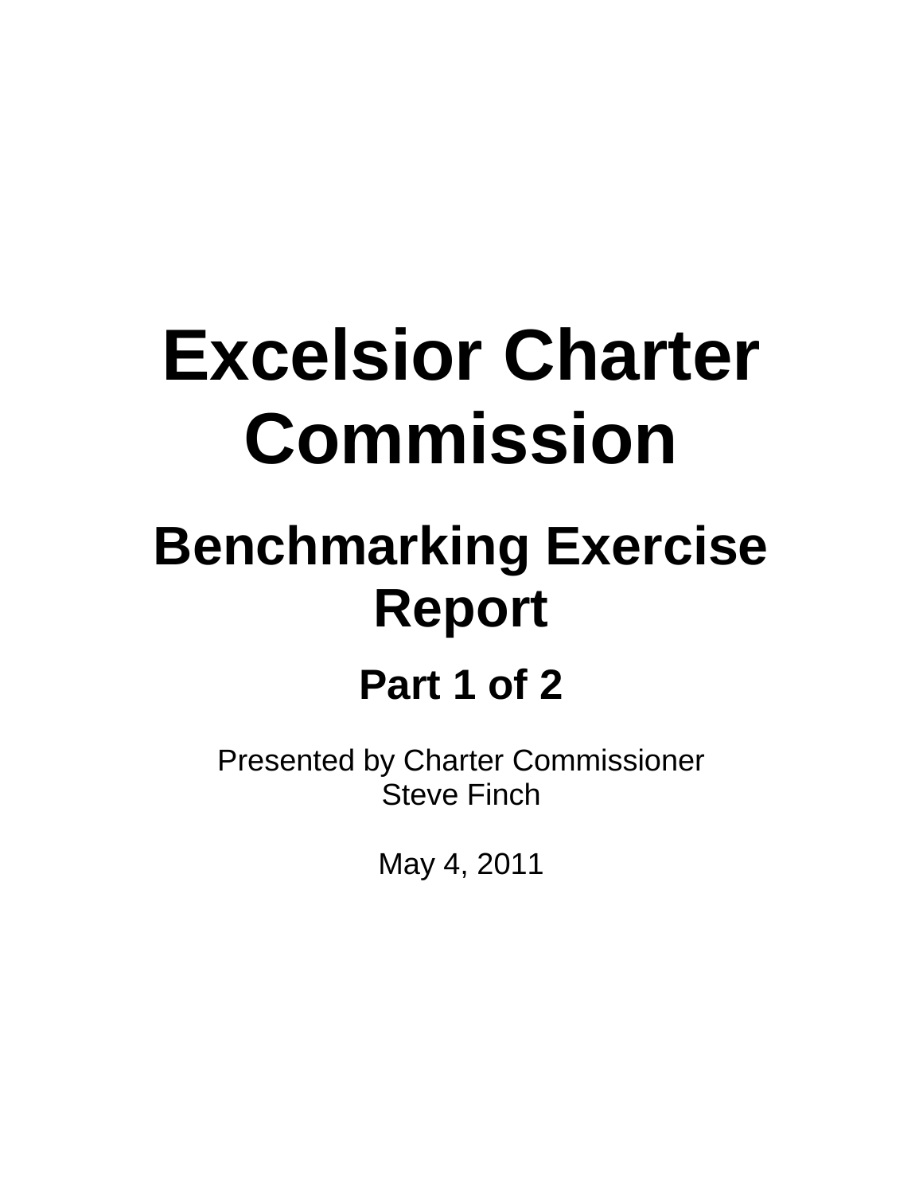# Excelsior Charter Commission

## Benchmarking Exercise Report

### Part 1 of 2

Presented by Charter Commissioner
Steve Finch

May 4, 2011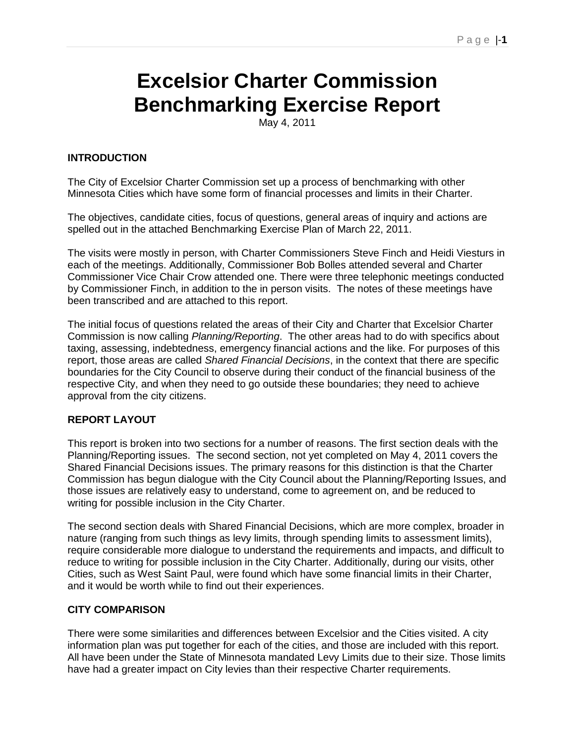# Excelsior Charter Commission Benchmarking Exercise Report

May 4, 2011

## INTRODUCTION

The City of Excelsior Charter Commission set up a process of benchmarking with other Minnesota Cities which have some form of financial processes and limits in their Charter.

The objectives, candidate cities, focus of questions, general areas of inquiry and actions are spelled out in the attached Benchmarking Exercise Plan of March 22, 2011.

The visits were mostly in person, with Charter Commissioners Steve Finch and Heidi Viesturs in each of the meetings. Additionally, Commissioner Bob Bolles attended several and Charter Commissioner Vice Chair Crow attended one. There were three telephonic meetings conducted by Commissioner Finch, in addition to the in person visits. The notes of these meetings have been transcribed and are attached to this report.

The initial focus of questions related the areas of their City and Charter that Excelsior Charter Commission is now calling *Planning/Reporting*. The other areas had to do with specifics about taxing, assessing, indebtedness, emergency financial actions and the like. For purposes of this report, those areas are called *Shared Financial Decisions*, in the context that there are specific boundaries for the City Council to observe during their conduct of the financial business of the respective City, and when they need to go outside these boundaries; they need to achieve approval from the city citizens.

## REPORT LAYOUT

This report is broken into two sections for a number of reasons. The first section deals with the Planning/Reporting issues. The second section, not yet completed on May 4, 2011 covers the Shared Financial Decisions issues. The primary reasons for this distinction is that the Charter Commission has begun dialogue with the City Council about the Planning/Reporting Issues, and those issues are relatively easy to understand, come to agreement on, and be reduced to writing for possible inclusion in the City Charter.

The second section deals with Shared Financial Decisions, which are more complex, broader in nature (ranging from such things as levy limits, through spending limits to assessment limits), require considerable more dialogue to understand the requirements and impacts, and difficult to reduce to writing for possible inclusion in the City Charter. Additionally, during our visits, other Cities, such as West Saint Paul, were found which have some financial limits in their Charter, and it would be worth while to find out their experiences.

## CITY COMPARISON

There were some similarities and differences between Excelsior and the Cities visited. A city information plan was put together for each of the cities, and those are included with this report. All have been under the State of Minnesota mandated Levy Limits due to their size. Those limits have had a greater impact on City levies than their respective Charter requirements.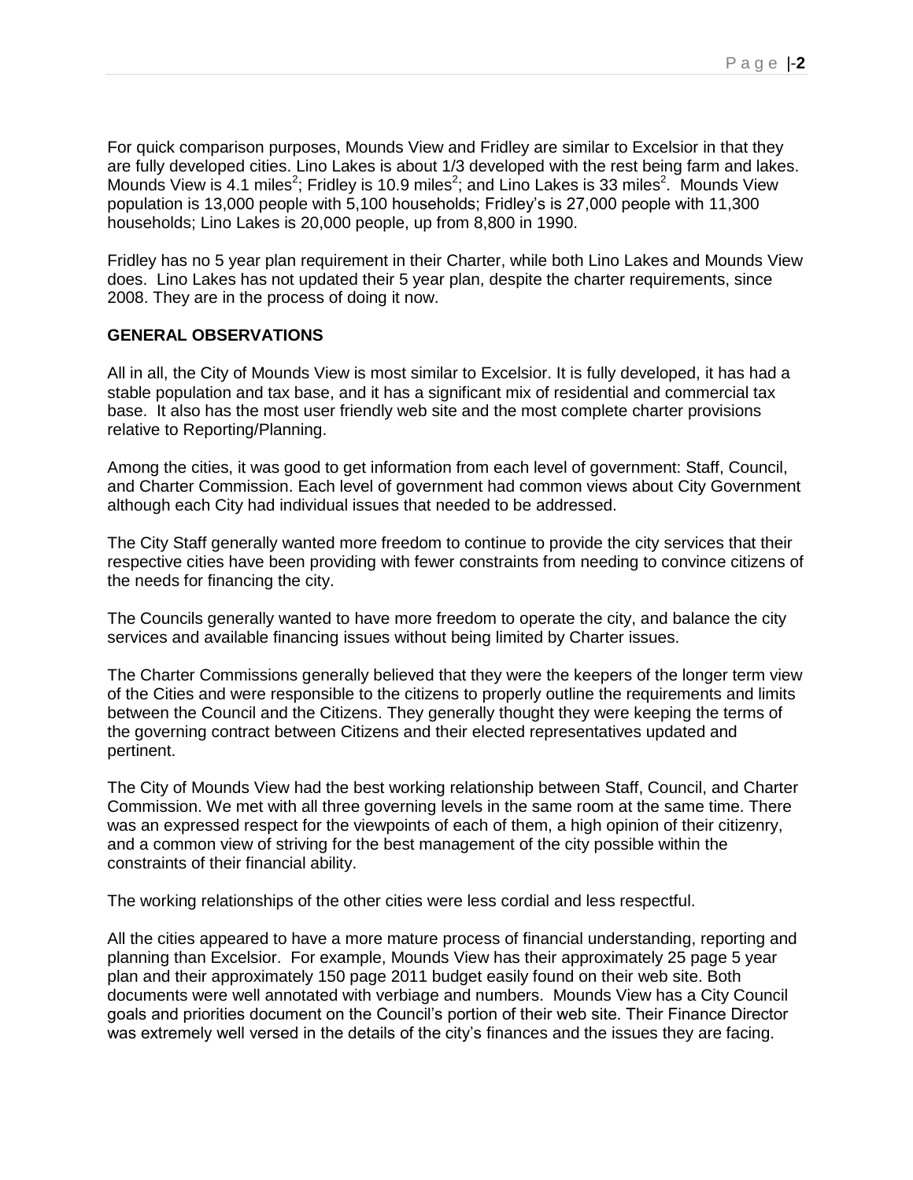For quick comparison purposes, Mounds View and Fridley are similar to Excelsior in that they are fully developed cities. Lino Lakes is about 1/3 developed with the rest being farm and lakes. Mounds View is 4.1 miles$^2$; Fridley is 10.9 miles$^2$; and Lino Lakes is 33 miles$^2$. Mounds View population is 13,000 people with 5,100 households; Fridley's is 27,000 people with 11,300 households; Lino Lakes is 20,000 people, up from 8,800 in 1990.

Fridley has no 5 year plan requirement in their Charter, while both Lino Lakes and Mounds View does. Lino Lakes has not updated their 5 year plan, despite the charter requirements, since 2008. They are in the process of doing it now.

**GENERAL OBSERVATIONS**

All in all, the City of Mounds View is most similar to Excelsior. It is fully developed, it has had a stable population and tax base, and it has a significant mix of residential and commercial tax base. It also has the most user friendly web site and the most complete charter provisions relative to Reporting/Planning.

Among the cities, it was good to get information from each level of government: Staff, Council, and Charter Commission. Each level of government had common views about City Government although each City had individual issues that needed to be addressed.

The City Staff generally wanted more freedom to continue to provide the city services that their respective cities have been providing with fewer constraints from needing to convince citizens of the needs for financing the city.

The Councils generally wanted to have more freedom to operate the city, and balance the city services and available financing issues without being limited by Charter issues.

The Charter Commissions generally believed that they were the keepers of the longer term view of the Cities and were responsible to the citizens to properly outline the requirements and limits between the Council and the Citizens. They generally thought they were keeping the terms of the governing contract between Citizens and their elected representatives updated and pertinent.

The City of Mounds View had the best working relationship between Staff, Council, and Charter Commission. We met with all three governing levels in the same room at the same time. There was an expressed respect for the viewpoints of each of them, a high opinion of their citizenry, and a common view of striving for the best management of the city possible within the constraints of their financial ability.

The working relationships of the other cities were less cordial and less respectful.

All the cities appeared to have a more mature process of financial understanding, reporting and planning than Excelsior. For example, Mounds View has their approximately 25 page 5 year plan and their approximately 150 page 2011 budget easily found on their web site. Both documents were well annotated with verbiage and numbers. Mounds View has a City Council goals and priorities document on the Council's portion of their web site. Their Finance Director was extremely well versed in the details of the city's finances and the issues they are facing.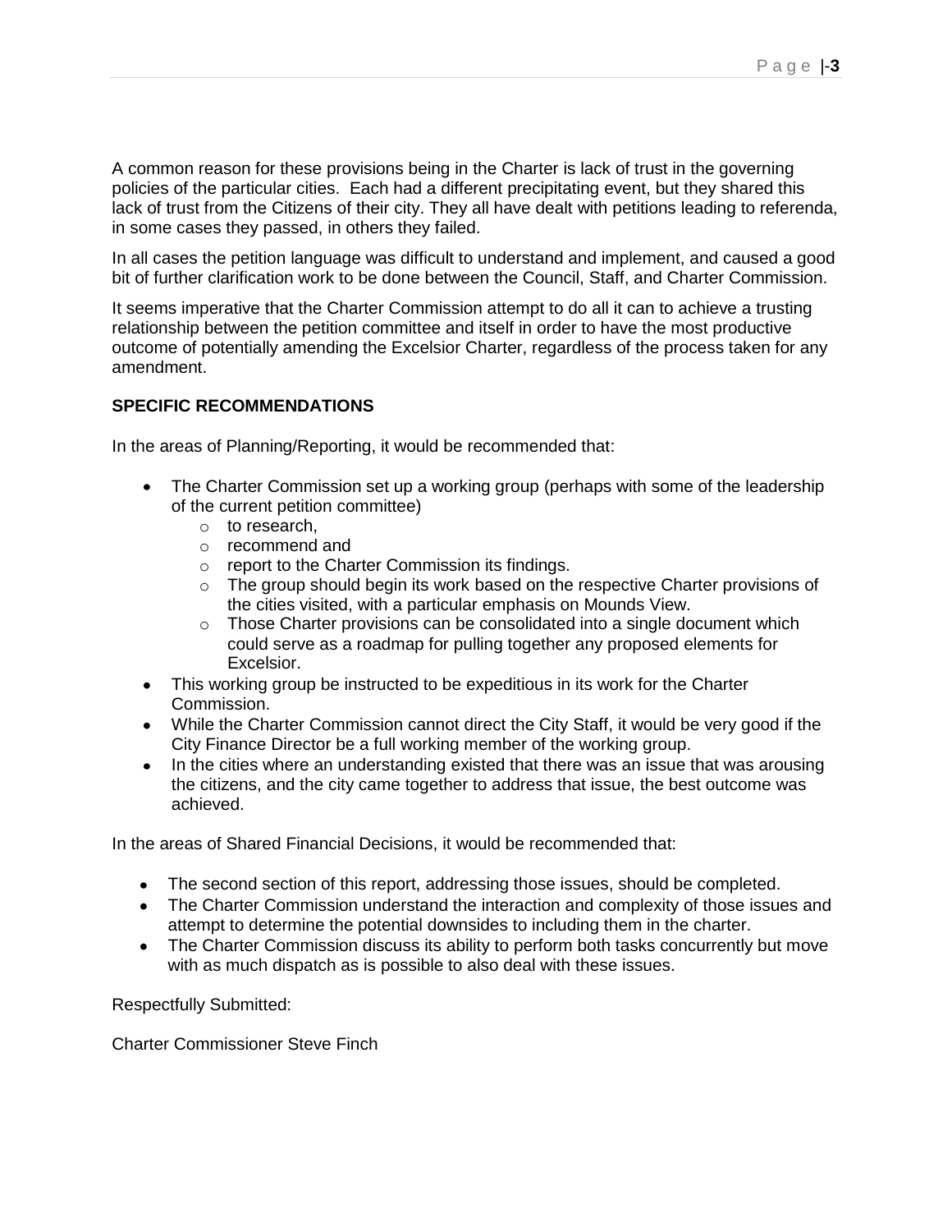A common reason for these provisions being in the Charter is lack of trust in the governing policies of the particular cities. Each had a different precipitating event, but they shared this lack of trust from the Citizens of their city. They all have dealt with petitions leading to referenda, in some cases they passed, in others they failed.

In all cases the petition language was difficult to understand and implement, and caused a good bit of further clarification work to be done between the Council, Staff, and Charter Commission.

It seems imperative that the Charter Commission attempt to do all it can to achieve a trusting relationship between the petition committee and itself in order to have the most productive outcome of potentially amending the Excelsior Charter, regardless of the process taken for any amendment.

**SPECIFIC RECOMMENDATIONS**

In the areas of Planning/Reporting, it would be recommended that:

- The Charter Commission set up a working group (perhaps with some of the leadership of the current petition committee)
  - to research,
  - recommend and
  - report to the Charter Commission its findings.
  - The group should begin its work based on the respective Charter provisions of the cities visited, with a particular emphasis on Mounds View.
  - Those Charter provisions can be consolidated into a single document which could serve as a roadmap for pulling together any proposed elements for Excelsior.
- This working group be instructed to be expeditious in its work for the Charter Commission.
- While the Charter Commission cannot direct the City Staff, it would be very good if the City Finance Director be a full working member of the working group.
- In the cities where an understanding existed that there was an issue that was arousing the citizens, and the city came together to address that issue, the best outcome was achieved.

In the areas of Shared Financial Decisions, it would be recommended that:

- The second section of this report, addressing those issues, should be completed.
- The Charter Commission understand the interaction and complexity of those issues and attempt to determine the potential downsides to including them in the charter.
- The Charter Commission discuss its ability to perform both tasks concurrently but move with as much dispatch as is possible to also deal with these issues.

Respectfully Submitted:

Charter Commissioner Steve Finch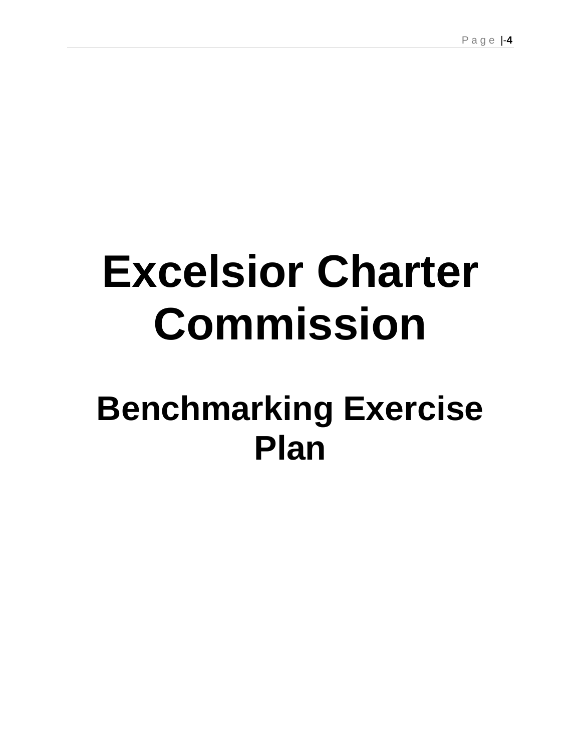# Excelsior Charter Commission

## Benchmarking Exercise Plan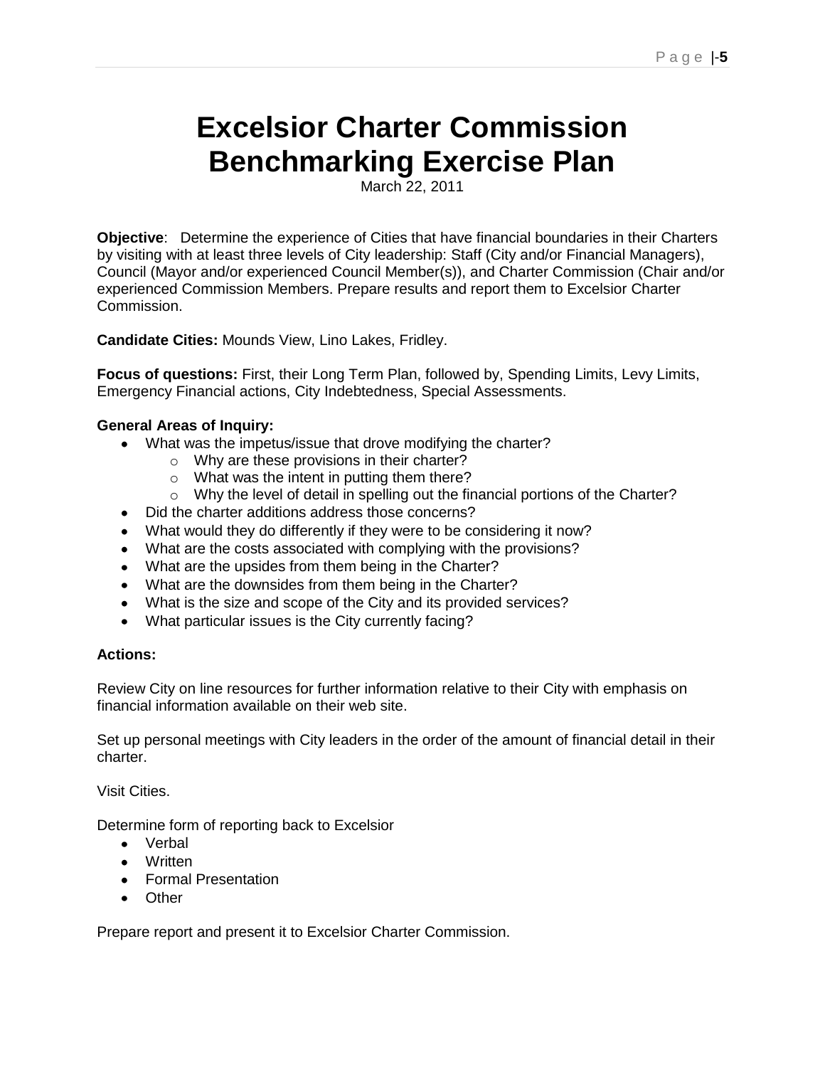# Excelsior Charter Commission Benchmarking Exercise Plan

March 22, 2011

**Objective**: Determine the experience of Cities that have financial boundaries in their Charters by visiting with at least three levels of City leadership: Staff (City and/or Financial Managers), Council (Mayor and/or experienced Council Member(s)), and Charter Commission (Chair and/or experienced Commission Members. Prepare results and report them to Excelsior Charter Commission.

**Candidate Cities:** Mounds View, Lino Lakes, Fridley.

**Focus of questions:** First, their Long Term Plan, followed by, Spending Limits, Levy Limits, Emergency Financial actions, City Indebtedness, Special Assessments.

**General Areas of Inquiry:**

- What was the impetus/issue that drove modifying the charter?
  - Why are these provisions in their charter?
  - What was the intent in putting them there?
  - Why the level of detail in spelling out the financial portions of the Charter?
- Did the charter additions address those concerns?
- What would they do differently if they were to be considering it now?
- What are the costs associated with complying with the provisions?
- What are the upsides from them being in the Charter?
- What are the downsides from them being in the Charter?
- What is the size and scope of the City and its provided services?
- What particular issues is the City currently facing?

**Actions:**

Review City on line resources for further information relative to their City with emphasis on financial information available on their web site.

Set up personal meetings with City leaders in the order of the amount of financial detail in their charter.

Visit Cities.

Determine form of reporting back to Excelsior

- Verbal
- Written
- Formal Presentation
- Other

Prepare report and present it to Excelsior Charter Commission.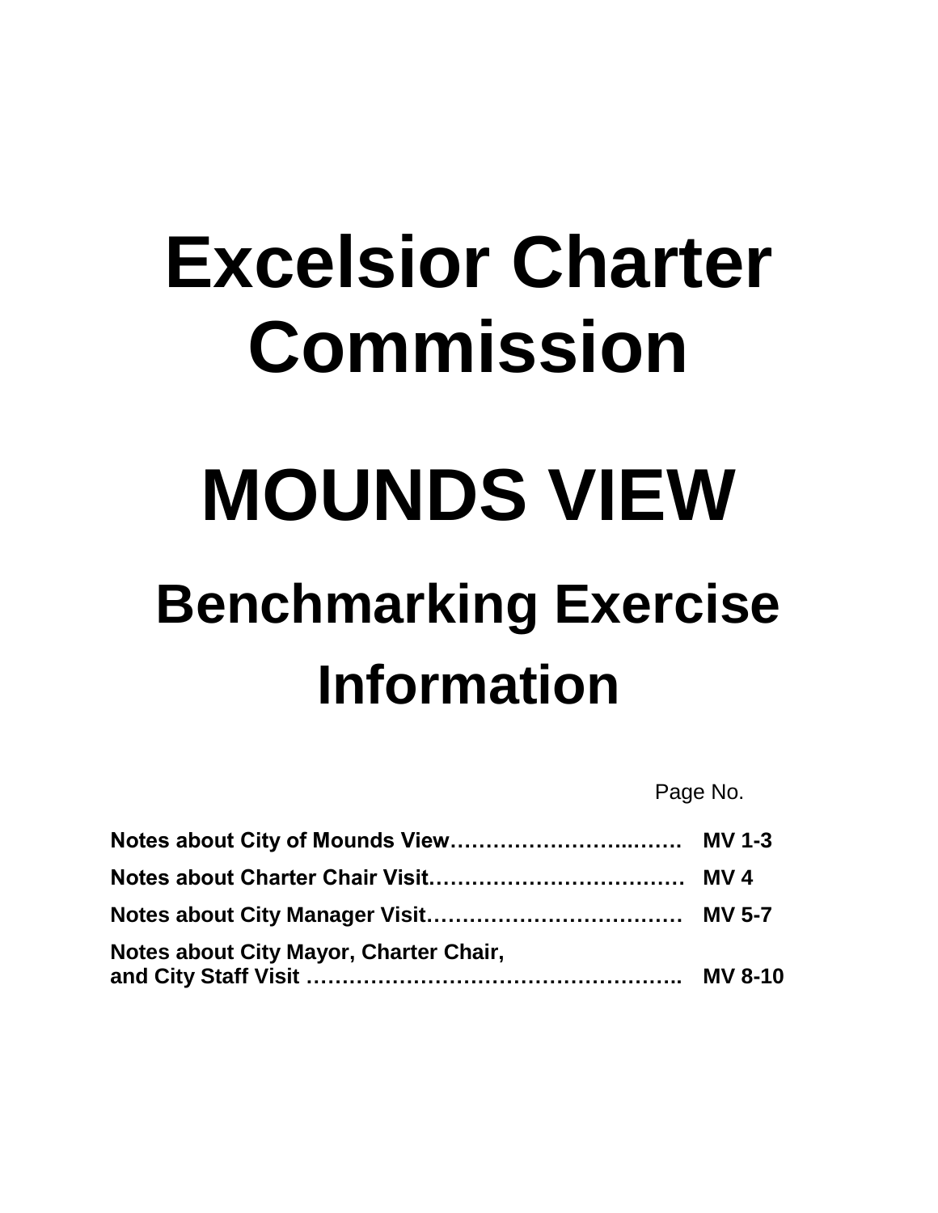# Excelsior Charter Commission

# MOUNDS VIEW

## Benchmarking Exercise Information

| | Page No. |
|---|---|
| **Notes about City of Mounds View……………………..…….** | **MV 1-3** |
| **Notes about Charter Chair Visit………………………………** | **MV 4** |
| **Notes about City Manager Visit………………………………** | **MV 5-7** |
| **Notes about City Mayor, Charter Chair, and City Staff Visit ……………………………………………..** | **MV 8-10** |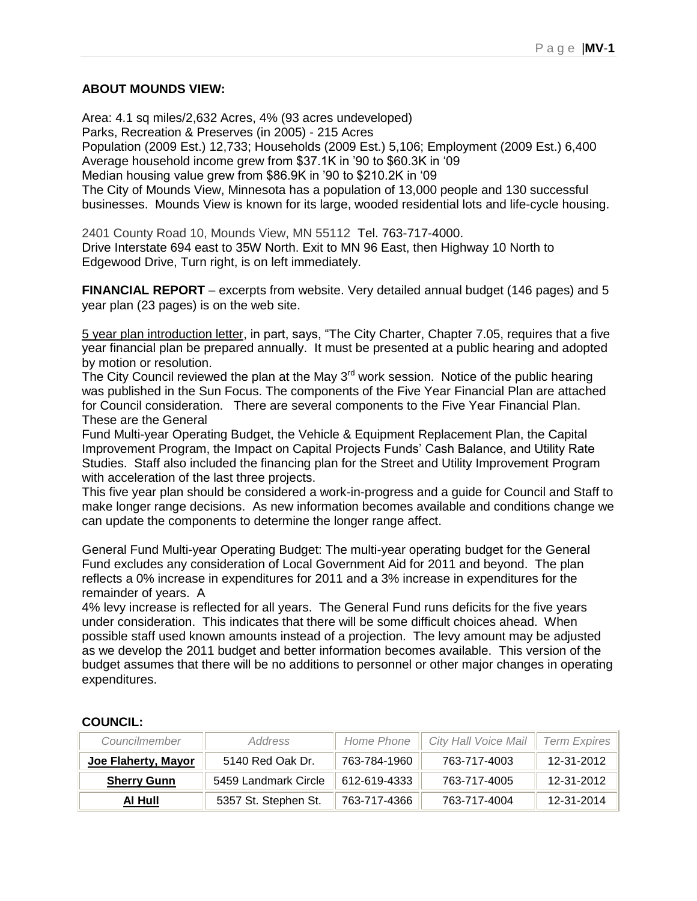**ABOUT MOUNDS VIEW:**

Area: 4.1 sq miles/2,632 Acres, 4% (93 acres undeveloped)
Parks, Recreation & Preserves (in 2005) - 215 Acres
Population (2009 Est.) 12,733; Households (2009 Est.) 5,106; Employment (2009 Est.) 6,400
Average household income grew from $37.1K in '90 to $60.3K in '09
Median housing value grew from $86.9K in '90 to $210.2K in '09
The City of Mounds View, Minnesota has a population of 13,000 people and 130 successful businesses. Mounds View is known for its large, wooded residential lots and life-cycle housing.

2401 County Road 10, Mounds View, MN 55112 Tel. 763-717-4000.
Drive Interstate 694 east to 35W North. Exit to MN 96 East, then Highway 10 North to Edgewood Drive, Turn right, is on left immediately.

**FINANCIAL REPORT** – excerpts from website. Very detailed annual budget (146 pages) and 5 year plan (23 pages) is on the web site.

5 year plan introduction letter, in part, says, "The City Charter, Chapter 7.05, requires that a five year financial plan be prepared annually. It must be presented at a public hearing and adopted by motion or resolution.

The City Council reviewed the plan at the May 3rd work session. Notice of the public hearing was published in the Sun Focus. The components of the Five Year Financial Plan are attached for Council consideration. There are several components to the Five Year Financial Plan. These are the General Fund Multi-year Operating Budget, the Vehicle & Equipment Replacement Plan, the Capital Improvement Program, the Impact on Capital Projects Funds' Cash Balance, and Utility Rate Studies. Staff also included the financing plan for the Street and Utility Improvement Program with acceleration of the last three projects.

This five year plan should be considered a work-in-progress and a guide for Council and Staff to make longer range decisions. As new information becomes available and conditions change we can update the components to determine the longer range affect.

General Fund Multi-year Operating Budget: The multi-year operating budget for the General Fund excludes any consideration of Local Government Aid for 2011 and beyond. The plan reflects a 0% increase in expenditures for 2011 and a 3% increase in expenditures for the remainder of years. A 4% levy increase is reflected for all years. The General Fund runs deficits for the five years under consideration. This indicates that there will be some difficult choices ahead. When possible staff used known amounts instead of a projection. The levy amount may be adjusted as we develop the 2011 budget and better information becomes available. This version of the budget assumes that there will be no additions to personnel or other major changes in operating expenditures.

**COUNCIL:**

| Councilmember | Address | Home Phone | City Hall Voice Mail | Term Expires |
|---|---|---|---|---|
| **Joe Flaherty, Mayor** | 5140 Red Oak Dr. | 763-784-1960 | 763-717-4003 | 12-31-2012 |
| **Sherry Gunn** | 5459 Landmark Circle | 612-619-4333 | 763-717-4005 | 12-31-2012 |
| **Al Hull** | 5357 St. Stephen St. | 763-717-4366 | 763-717-4004 | 12-31-2014 |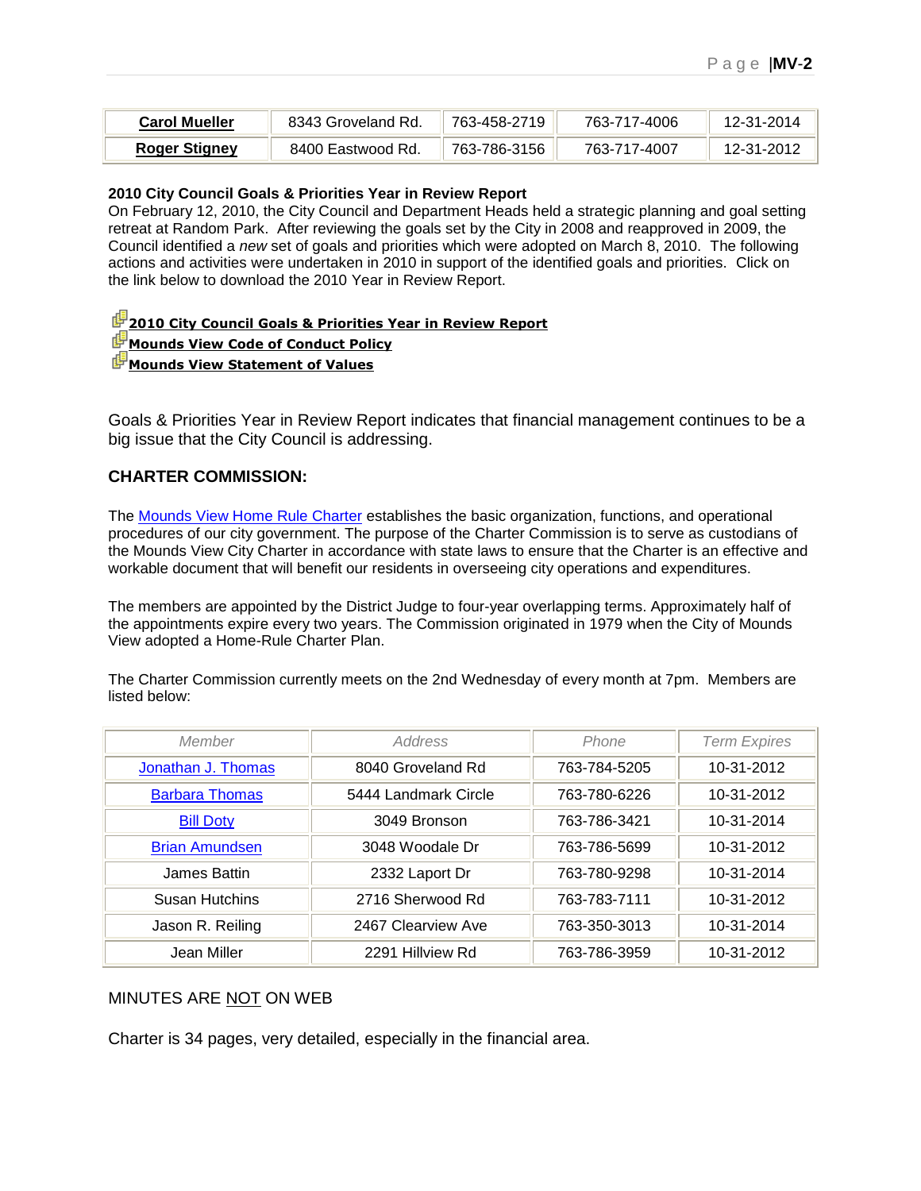| **Carol Mueller** | 8343 Groveland Rd. | 763-458-2719 | 763-717-4006 | 12-31-2014 |
|---|---|---|---|---|
| **Roger Stigney** | 8400 Eastwood Rd. | 763-786-3156 | 763-717-4007 | 12-31-2012 |

**2010 City Council Goals & Priorities Year in Review Report**
On February 12, 2010, the City Council and Department Heads held a strategic planning and goal setting retreat at Random Park. After reviewing the goals set by the City in 2008 and reapproved in 2009, the Council identified a *new* set of goals and priorities which were adopted on March 8, 2010. The following actions and activities were undertaken in 2010 in support of the identified goals and priorities. Click on the link below to download the 2010 Year in Review Report.

**2010 City Council Goals & Priorities Year in Review Report**
**Mounds View Code of Conduct Policy**
**Mounds View Statement of Values**

Goals & Priorities Year in Review Report indicates that financial management continues to be a big issue that the City Council is addressing.

### CHARTER COMMISSION:

The Mounds View Home Rule Charter establishes the basic organization, functions, and operational procedures of our city government. The purpose of the Charter Commission is to serve as custodians of the Mounds View City Charter in accordance with state laws to ensure that the Charter is an effective and workable document that will benefit our residents in overseeing city operations and expenditures.

The members are appointed by the District Judge to four-year overlapping terms. Approximately half of the appointments expire every two years. The Commission originated in 1979 when the City of Mounds View adopted a Home-Rule Charter Plan.

The Charter Commission currently meets on the 2nd Wednesday of every month at 7pm. Members are listed below:

| *Member* | *Address* | *Phone* | *Term Expires* |
|---|---|---|---|
| Jonathan J. Thomas | 8040 Groveland Rd | 763-784-5205 | 10-31-2012 |
| Barbara Thomas | 5444 Landmark Circle | 763-780-6226 | 10-31-2012 |
| Bill Doty | 3049 Bronson | 763-786-3421 | 10-31-2014 |
| Brian Amundsen | 3048 Woodale Dr | 763-786-5699 | 10-31-2012 |
| James Battin | 2332 Laport Dr | 763-780-9298 | 10-31-2014 |
| Susan Hutchins | 2716 Sherwood Rd | 763-783-7111 | 10-31-2012 |
| Jason R. Reiling | 2467 Clearview Ave | 763-350-3013 | 10-31-2014 |
| Jean Miller | 2291 Hillview Rd | 763-786-3959 | 10-31-2012 |

MINUTES ARE NOT ON WEB

Charter is 34 pages, very detailed, especially in the financial area.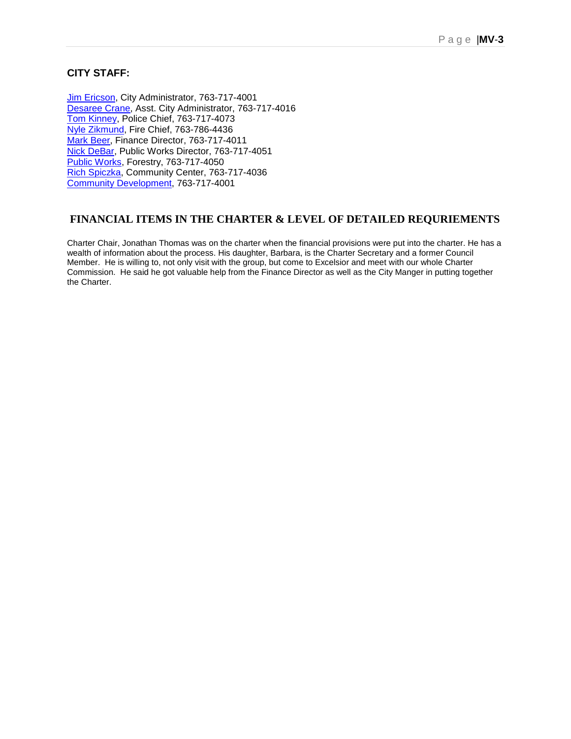### CITY STAFF:

Jim Ericson, City Administrator, 763-717-4001
Desaree Crane, Asst. City Administrator, 763-717-4016
Tom Kinney, Police Chief, 763-717-4073
Nyle Zikmund, Fire Chief, 763-786-4436
Mark Beer, Finance Director, 763-717-4011
Nick DeBar, Public Works Director, 763-717-4051
Public Works, Forestry, 763-717-4050
Rich Spiczka, Community Center, 763-717-4036
Community Development, 763-717-4001

## FINANCIAL ITEMS IN THE CHARTER & LEVEL OF DETAILED REQURIEMENTS

Charter Chair, Jonathan Thomas was on the charter when the financial provisions were put into the charter. He has a wealth of information about the process. His daughter, Barbara, is the Charter Secretary and a former Council Member. He is willing to, not only visit with the group, but come to Excelsior and meet with our whole Charter Commission. He said he got valuable help from the Finance Director as well as the City Manger in putting together the Charter.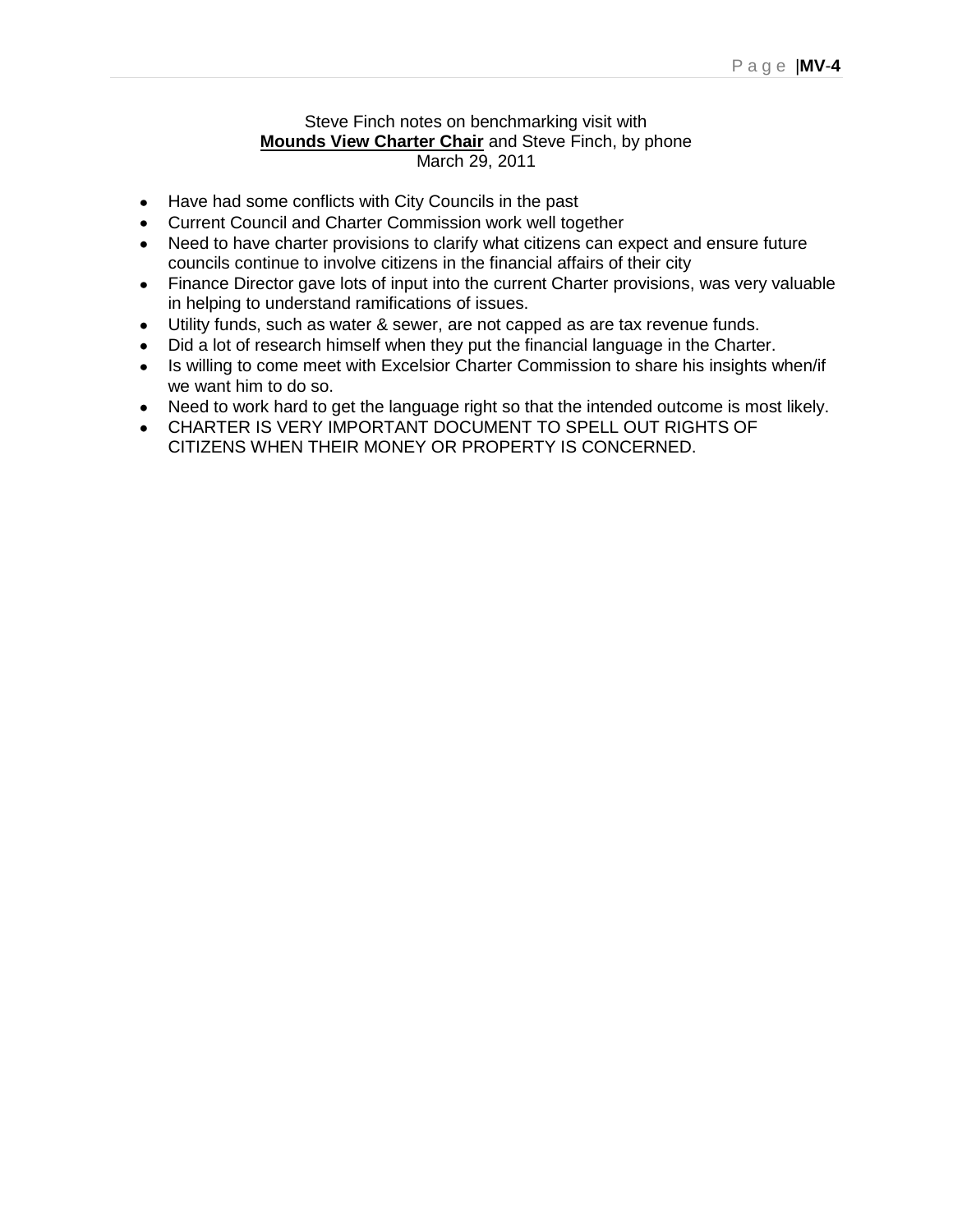Steve Finch notes on benchmarking visit with
**Mounds View Charter Chair** and Steve Finch, by phone
March 29, 2011

- Have had some conflicts with City Councils in the past
- Current Council and Charter Commission work well together
- Need to have charter provisions to clarify what citizens can expect and ensure future councils continue to involve citizens in the financial affairs of their city
- Finance Director gave lots of input into the current Charter provisions, was very valuable in helping to understand ramifications of issues.
- Utility funds, such as water & sewer, are not capped as are tax revenue funds.
- Did a lot of research himself when they put the financial language in the Charter.
- Is willing to come meet with Excelsior Charter Commission to share his insights when/if we want him to do so.
- Need to work hard to get the language right so that the intended outcome is most likely.
- CHARTER IS VERY IMPORTANT DOCUMENT TO SPELL OUT RIGHTS OF CITIZENS WHEN THEIR MONEY OR PROPERTY IS CONCERNED.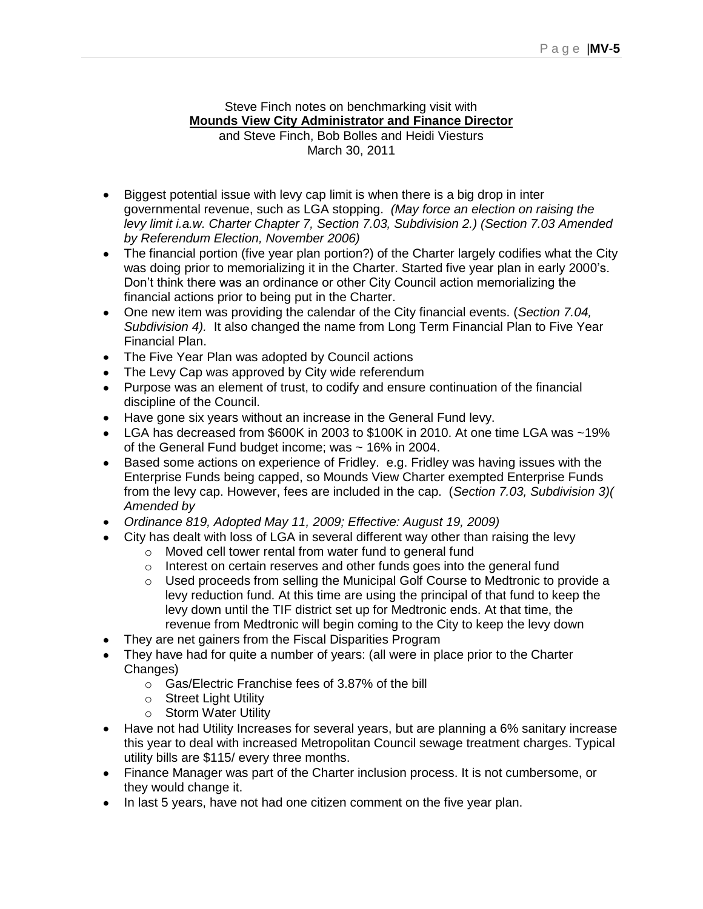Steve Finch notes on benchmarking visit with
**Mounds View City Administrator and Finance Director**
and Steve Finch, Bob Bolles and Heidi Viesturs
March 30, 2011

- Biggest potential issue with levy cap limit is when there is a big drop in inter governmental revenue, such as LGA stopping. *(May force an election on raising the levy limit i.a.w. Charter Chapter 7, Section 7.03, Subdivision 2.) (Section 7.03 Amended by Referendum Election, November 2006)*
- The financial portion (five year plan portion?) of the Charter largely codifies what the City was doing prior to memorializing it in the Charter. Started five year plan in early 2000's. Don't think there was an ordinance or other City Council action memorializing the financial actions prior to being put in the Charter.
- One new item was providing the calendar of the City financial events. (*Section 7.04, Subdivision 4).* It also changed the name from Long Term Financial Plan to Five Year Financial Plan.
- The Five Year Plan was adopted by Council actions
- The Levy Cap was approved by City wide referendum
- Purpose was an element of trust, to codify and ensure continuation of the financial discipline of the Council.
- Have gone six years without an increase in the General Fund levy.
- LGA has decreased from $600K in 2003 to $100K in 2010. At one time LGA was ~19% of the General Fund budget income; was ~ 16% in 2004.
- Based some actions on experience of Fridley. e.g. Fridley was having issues with the Enterprise Funds being capped, so Mounds View Charter exempted Enterprise Funds from the levy cap. However, fees are included in the cap. (*Section 7.03, Subdivision 3)( Amended by*
- *Ordinance 819, Adopted May 11, 2009; Effective: August 19, 2009)*
- City has dealt with loss of LGA in several different way other than raising the levy
  - Moved cell tower rental from water fund to general fund
  - Interest on certain reserves and other funds goes into the general fund
  - Used proceeds from selling the Municipal Golf Course to Medtronic to provide a levy reduction fund. At this time are using the principal of that fund to keep the levy down until the TIF district set up for Medtronic ends. At that time, the revenue from Medtronic will begin coming to the City to keep the levy down
- They are net gainers from the Fiscal Disparities Program
- They have had for quite a number of years: (all were in place prior to the Charter Changes)
  - Gas/Electric Franchise fees of 3.87% of the bill
  - Street Light Utility
  - Storm Water Utility
- Have not had Utility Increases for several years, but are planning a 6% sanitary increase this year to deal with increased Metropolitan Council sewage treatment charges. Typical utility bills are $115/ every three months.
- Finance Manager was part of the Charter inclusion process. It is not cumbersome, or they would change it.
- In last 5 years, have not had one citizen comment on the five year plan.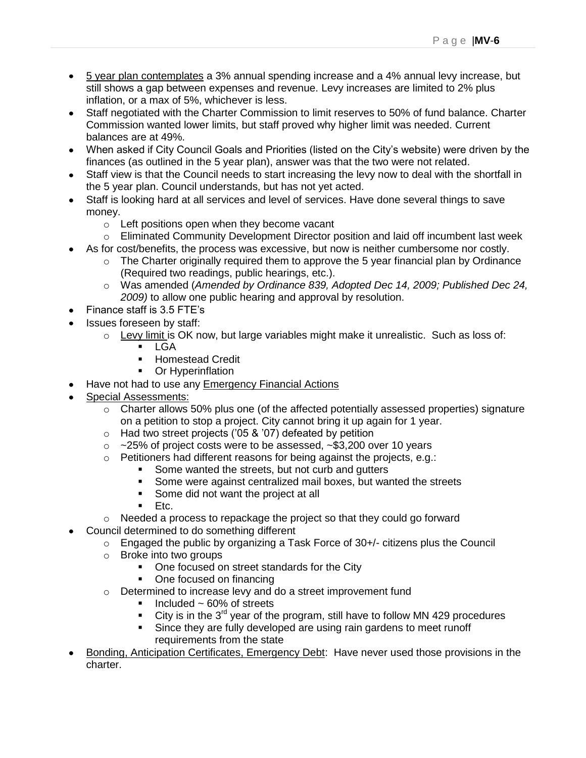- <u>5 year plan contemplates</u> a 3% annual spending increase and a 4% annual levy increase, but still shows a gap between expenses and revenue. Levy increases are limited to 2% plus inflation, or a max of 5%, whichever is less.
- Staff negotiated with the Charter Commission to limit reserves to 50% of fund balance. Charter Commission wanted lower limits, but staff proved why higher limit was needed. Current balances are at 49%.
- When asked if City Council Goals and Priorities (listed on the City's website) were driven by the finances (as outlined in the 5 year plan), answer was that the two were not related.
- Staff view is that the Council needs to start increasing the levy now to deal with the shortfall in the 5 year plan. Council understands, but has not yet acted.
- Staff is looking hard at all services and level of services. Have done several things to save money.
  - Left positions open when they become vacant
  - Eliminated Community Development Director position and laid off incumbent last week
- As for cost/benefits, the process was excessive, but now is neither cumbersome nor costly.
  - The Charter originally required them to approve the 5 year financial plan by Ordinance (Required two readings, public hearings, etc.).
  - Was amended (*Amended by Ordinance 839, Adopted Dec 14, 2009; Published Dec 24, 2009)* to allow one public hearing and approval by resolution.
- Finance staff is 3.5 FTE's
- Issues foreseen by staff:
  - <u>Levy limit</u> is OK now, but large variables might make it unrealistic. Such as loss of:
    - LGA
    - Homestead Credit
    - Or Hyperinflation
- Have not had to use any <u>Emergency Financial Actions</u>
- <u>Special Assessments:</u>
  - Charter allows 50% plus one (of the affected potentially assessed properties) signature on a petition to stop a project. City cannot bring it up again for 1 year.
  - Had two street projects ('05 & '07) defeated by petition
  - ~25% of project costs were to be assessed, ~$3,200 over 10 years
  - Petitioners had different reasons for being against the projects, e.g.:
    - Some wanted the streets, but not curb and gutters
    - Some were against centralized mail boxes, but wanted the streets
    - Some did not want the project at all
    - Etc.
  - Needed a process to repackage the project so that they could go forward
- Council determined to do something different
  - Engaged the public by organizing a Task Force of 30+/- citizens plus the Council
  - Broke into two groups
    - One focused on street standards for the City
    - One focused on financing
  - Determined to increase levy and do a street improvement fund
    - Included ~ 60% of streets
    - City is in the 3rd year of the program, still have to follow MN 429 procedures
    - Since they are fully developed are using rain gardens to meet runoff requirements from the state
- <u>Bonding, Anticipation Certificates, Emergency Debt</u>: Have never used those provisions in the charter.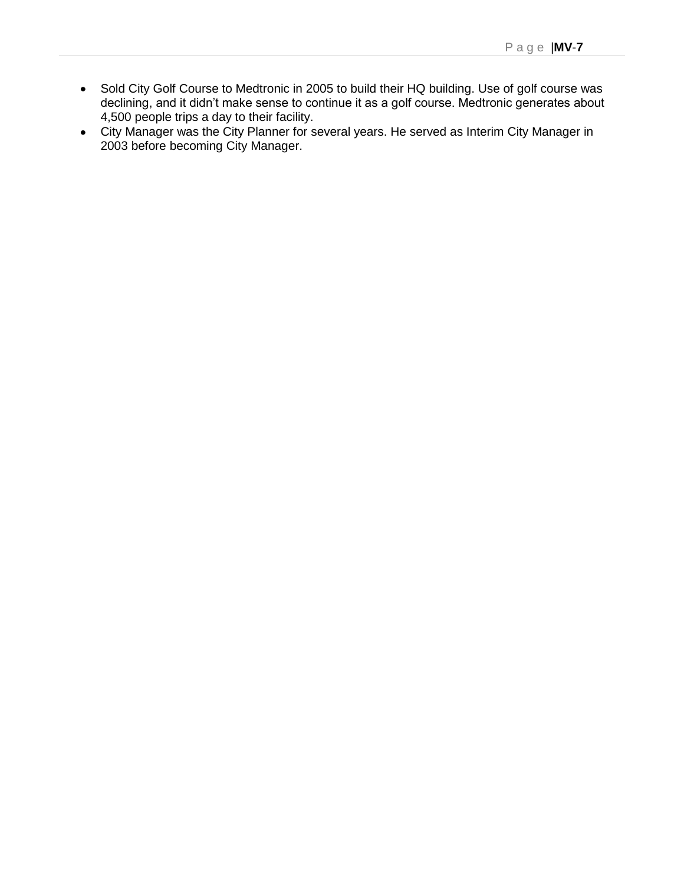- Sold City Golf Course to Medtronic in 2005 to build their HQ building. Use of golf course was declining, and it didn't make sense to continue it as a golf course. Medtronic generates about 4,500 people trips a day to their facility.
- City Manager was the City Planner for several years. He served as Interim City Manager in 2003 before becoming City Manager.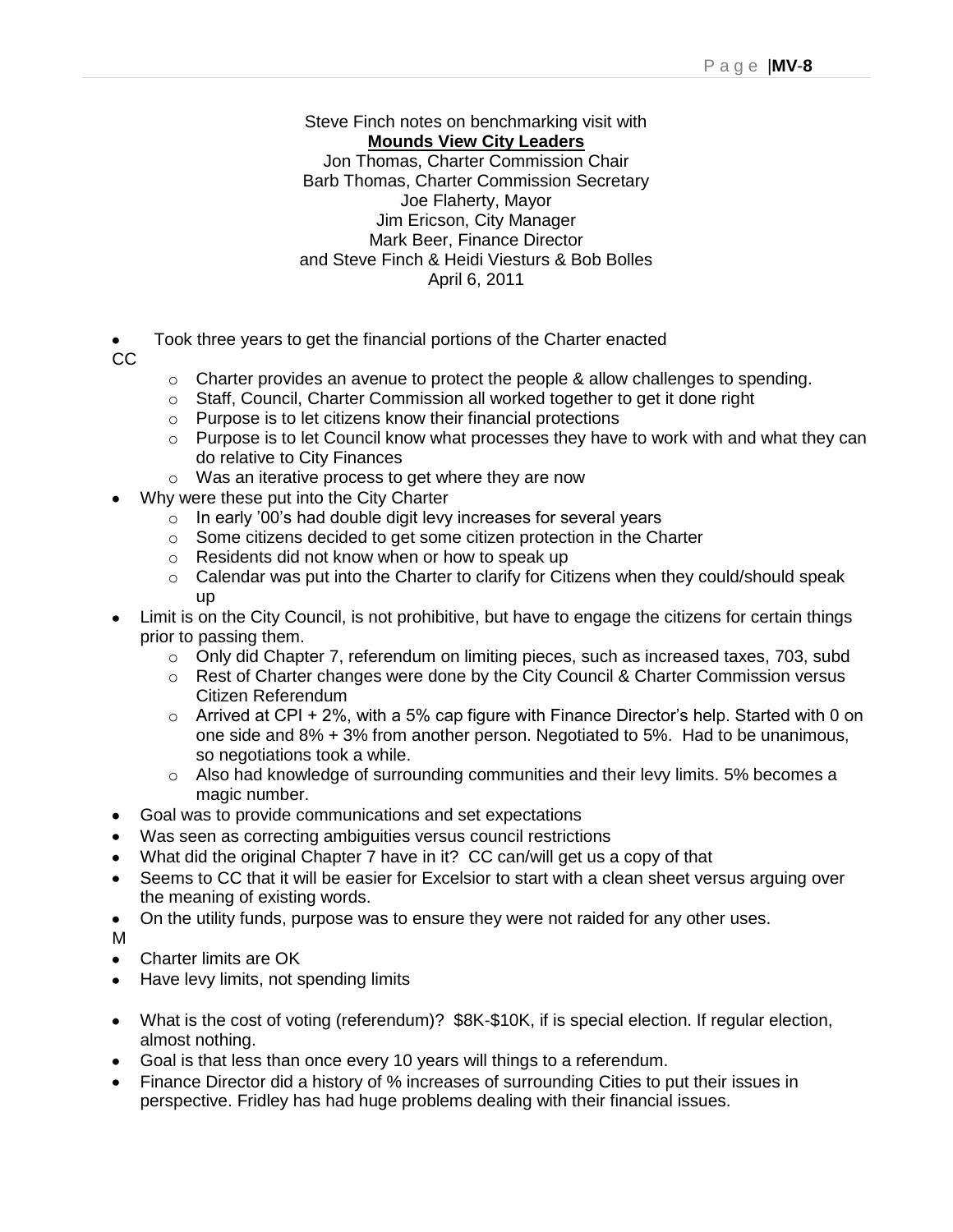Steve Finch notes on benchmarking visit with
**Mounds View City Leaders**
Jon Thomas, Charter Commission Chair
Barb Thomas, Charter Commission Secretary
Joe Flaherty, Mayor
Jim Ericson, City Manager
Mark Beer, Finance Director
and Steve Finch & Heidi Viesturs & Bob Bolles
April 6, 2011

- Took three years to get the financial portions of the Charter enacted

CC

  - Charter provides an avenue to protect the people & allow challenges to spending.
  - Staff, Council, Charter Commission all worked together to get it done right
  - Purpose is to let citizens know their financial protections
  - Purpose is to let Council know what processes they have to work with and what they can do relative to City Finances
  - Was an iterative process to get where they are now
- Why were these put into the City Charter
  - In early '00's had double digit levy increases for several years
  - Some citizens decided to get some citizen protection in the Charter
  - Residents did not know when or how to speak up
  - Calendar was put into the Charter to clarify for Citizens when they could/should speak up
- Limit is on the City Council, is not prohibitive, but have to engage the citizens for certain things prior to passing them.
  - Only did Chapter 7, referendum on limiting pieces, such as increased taxes, 703, subd
  - Rest of Charter changes were done by the City Council & Charter Commission versus Citizen Referendum
  - Arrived at CPI + 2%, with a 5% cap figure with Finance Director's help. Started with 0 on one side and 8% + 3% from another person. Negotiated to 5%. Had to be unanimous, so negotiations took a while.
  - Also had knowledge of surrounding communities and their levy limits. 5% becomes a magic number.
- Goal was to provide communications and set expectations
- Was seen as correcting ambiguities versus council restrictions
- What did the original Chapter 7 have in it? CC can/will get us a copy of that
- Seems to CC that it will be easier for Excelsior to start with a clean sheet versus arguing over the meaning of existing words.
- On the utility funds, purpose was to ensure they were not raided for any other uses.

M

- Charter limits are OK
- Have levy limits, not spending limits

- What is the cost of voting (referendum)? $8K-$10K, if is special election. If regular election, almost nothing.
- Goal is that less than once every 10 years will things to a referendum.
- Finance Director did a history of % increases of surrounding Cities to put their issues in perspective. Fridley has had huge problems dealing with their financial issues.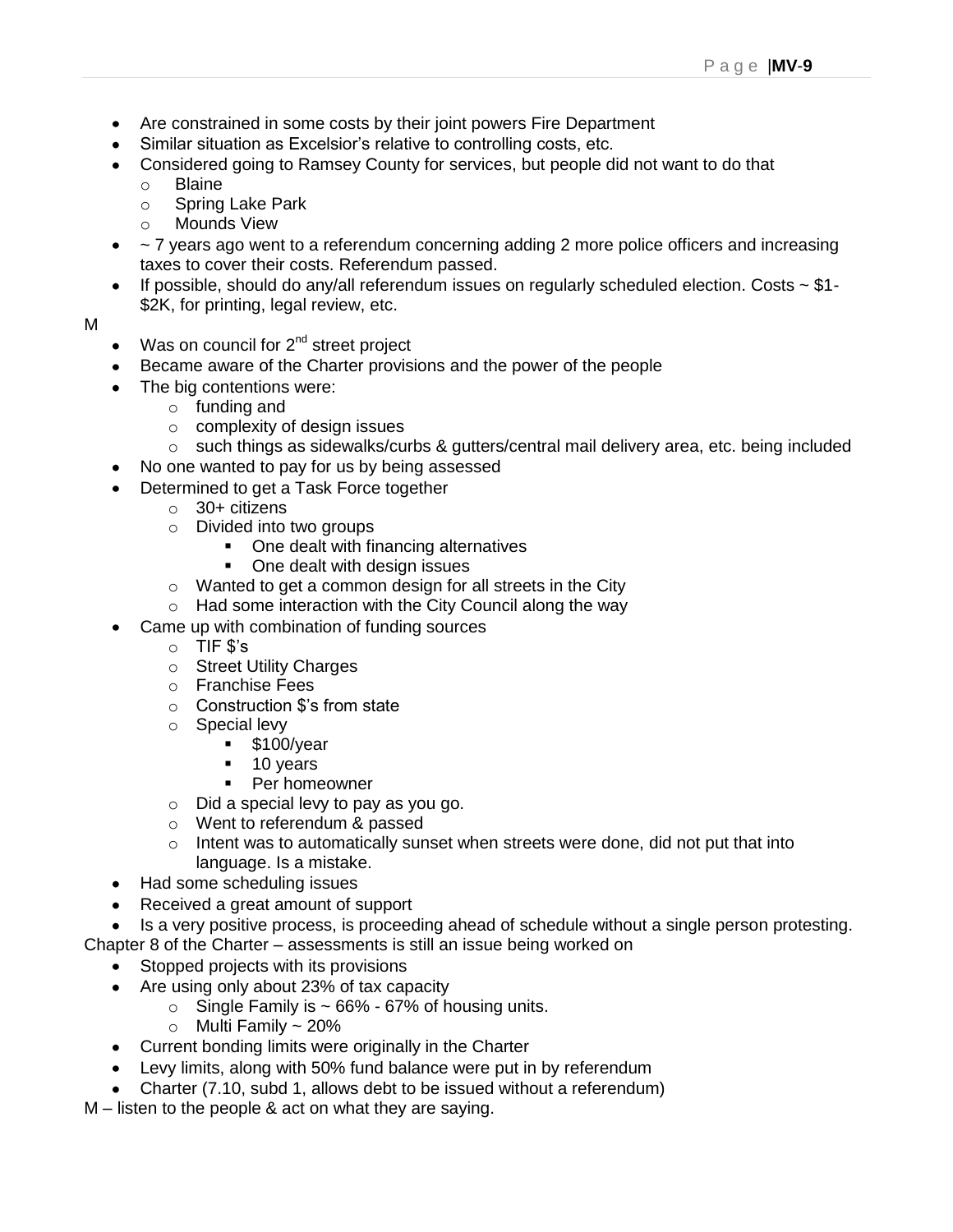- Are constrained in some costs by their joint powers Fire Department
- Similar situation as Excelsior's relative to controlling costs, etc.
- Considered going to Ramsey County for services, but people did not want to do that
  - Blaine
  - Spring Lake Park
  - Mounds View
- ~ 7 years ago went to a referendum concerning adding 2 more police officers and increasing taxes to cover their costs. Referendum passed.
- If possible, should do any/all referendum issues on regularly scheduled election. Costs ~ $1-$2K, for printing, legal review, etc.

M

- Was on council for 2nd street project
- Became aware of the Charter provisions and the power of the people
- The big contentions were:
  - funding and
  - complexity of design issues
  - such things as sidewalks/curbs & gutters/central mail delivery area, etc. being included
- No one wanted to pay for us by being assessed
- Determined to get a Task Force together
  - 30+ citizens
  - Divided into two groups
    - One dealt with financing alternatives
    - One dealt with design issues
  - Wanted to get a common design for all streets in the City
  - Had some interaction with the City Council along the way
- Came up with combination of funding sources
  - TIF $'s
  - Street Utility Charges
  - Franchise Fees
  - Construction $'s from state
  - Special levy
    - $100/year
    - 10 years
    - Per homeowner
  - Did a special levy to pay as you go.
  - Went to referendum & passed
  - Intent was to automatically sunset when streets were done, did not put that into language. Is a mistake.
- Had some scheduling issues
- Received a great amount of support
- Is a very positive process, is proceeding ahead of schedule without a single person protesting.

Chapter 8 of the Charter – assessments is still an issue being worked on

- Stopped projects with its provisions
- Are using only about 23% of tax capacity
  - Single Family is ~ 66% - 67% of housing units.
  - Multi Family ~ 20%
- Current bonding limits were originally in the Charter
- Levy limits, along with 50% fund balance were put in by referendum
- Charter (7.10, subd 1, allows debt to be issued without a referendum)

M – listen to the people & act on what they are saying.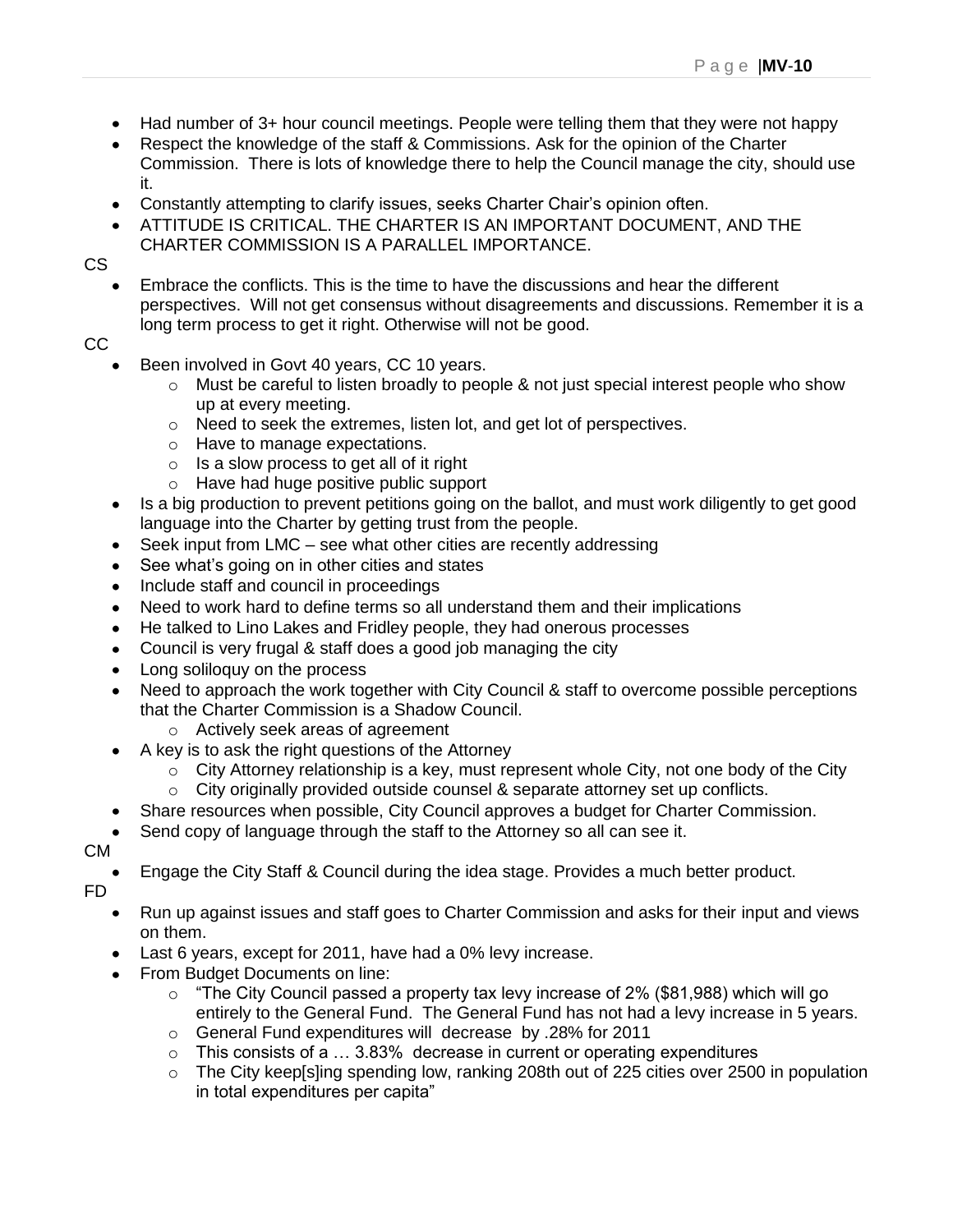- Had number of 3+ hour council meetings. People were telling them that they were not happy
- Respect the knowledge of the staff & Commissions. Ask for the opinion of the Charter Commission. There is lots of knowledge there to help the Council manage the city, should use it.
- Constantly attempting to clarify issues, seeks Charter Chair's opinion often.
- ATTITUDE IS CRITICAL. THE CHARTER IS AN IMPORTANT DOCUMENT, AND THE CHARTER COMMISSION IS A PARALLEL IMPORTANCE.

CS

- Embrace the conflicts. This is the time to have the discussions and hear the different perspectives. Will not get consensus without disagreements and discussions. Remember it is a long term process to get it right. Otherwise will not be good.

CC

- Been involved in Govt 40 years, CC 10 years.
    - Must be careful to listen broadly to people & not just special interest people who show up at every meeting.
    - Need to seek the extremes, listen lot, and get lot of perspectives.
    - Have to manage expectations.
    - Is a slow process to get all of it right
    - Have had huge positive public support
- Is a big production to prevent petitions going on the ballot, and must work diligently to get good language into the Charter by getting trust from the people.
- Seek input from LMC – see what other cities are recently addressing
- See what's going on in other cities and states
- Include staff and council in proceedings
- Need to work hard to define terms so all understand them and their implications
- He talked to Lino Lakes and Fridley people, they had onerous processes
- Council is very frugal & staff does a good job managing the city
- Long soliloquy on the process
- Need to approach the work together with City Council & staff to overcome possible perceptions that the Charter Commission is a Shadow Council.
    - Actively seek areas of agreement
- A key is to ask the right questions of the Attorney
    - City Attorney relationship is a key, must represent whole City, not one body of the City
    - City originally provided outside counsel & separate attorney set up conflicts.
- Share resources when possible, City Council approves a budget for Charter Commission.
- Send copy of language through the staff to the Attorney so all can see it.

CM

- Engage the City Staff & Council during the idea stage. Provides a much better product.

FD

- Run up against issues and staff goes to Charter Commission and asks for their input and views on them.
- Last 6 years, except for 2011, have had a 0% levy increase.
- From Budget Documents on line:
    - "The City Council passed a property tax levy increase of 2% ($81,988) which will go entirely to the General Fund. The General Fund has not had a levy increase in 5 years.
    - General Fund expenditures will decrease by .28% for 2011
    - This consists of a … 3.83% decrease in current or operating expenditures
    - The City keep[s]ing spending low, ranking 208th out of 225 cities over 2500 in population in total expenditures per capita"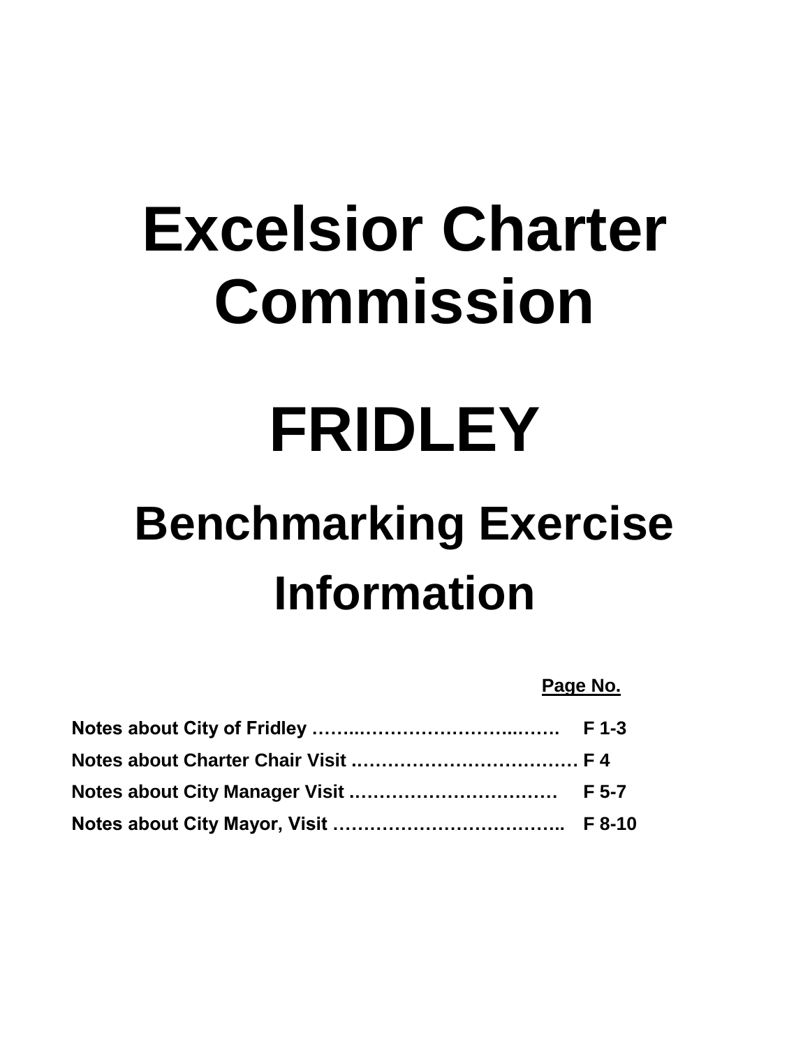# Excelsior Charter Commission

# FRIDLEY

## Benchmarking Exercise

## Information

| | Page No. |
|---|---|
| **Notes about City of Fridley ……..………………………..…….** | **F 1-3** |
| **Notes about Charter Chair Visit ..………………………………** | **F 4** |
| **Notes about City Manager Visit ……………………………** | **F 5-7** |
| **Notes about City Mayor, Visit ………………………………..** | **F 8-10** |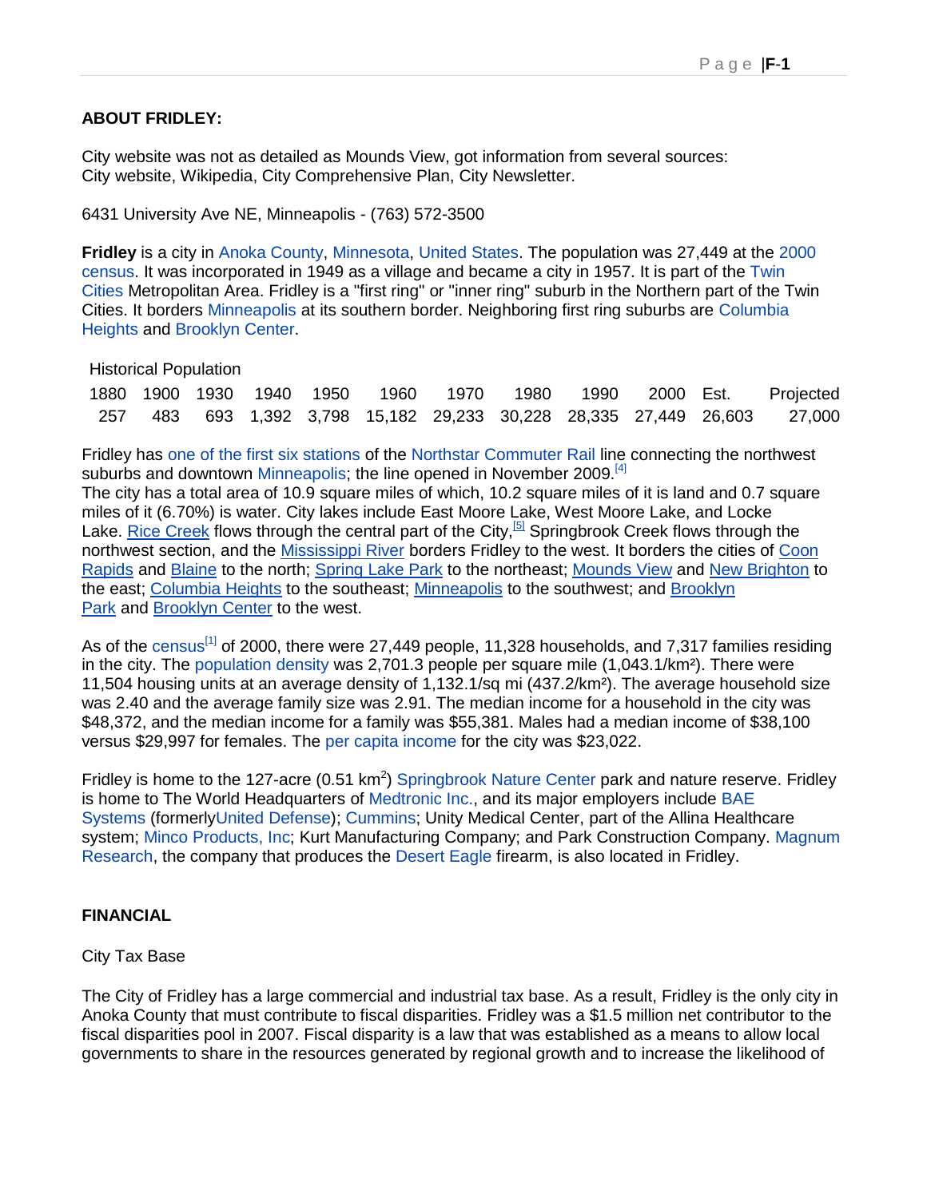**ABOUT FRIDLEY:**

City website was not as detailed as Mounds View, got information from several sources:
City website, Wikipedia, City Comprehensive Plan, City Newsletter.

6431 University Ave NE, Minneapolis - (763) 572-3500

**Fridley** is a city in Anoka County, Minnesota, United States. The population was 27,449 at the 2000 census. It was incorporated in 1949 as a village and became a city in 1957. It is part of the Twin Cities Metropolitan Area. Fridley is a "first ring" or "inner ring" suburb in the Northern part of the Twin Cities. It borders Minneapolis at its southern border. Neighboring first ring suburbs are Columbia Heights and Brooklyn Center.

Historical Population

| 1880 | 1900 | 1930 | 1940 | 1950 | 1960 | 1970 | 1980 | 1990 | 2000 | Est. | Projected |
|---|---|---|---|---|---|---|---|---|---|---|---|
| 257 | 483 | 693 | 1,392 | 3,798 | 15,182 | 29,233 | 30,228 | 28,335 | 27,449 | 26,603 | 27,000 |

Fridley has one of the first six stations of the Northstar Commuter Rail line connecting the northwest suburbs and downtown Minneapolis; the line opened in November 2009.[4]
The city has a total area of 10.9 square miles of which, 10.2 square miles of it is land and 0.7 square miles of it (6.70%) is water. City lakes include East Moore Lake, West Moore Lake, and Locke Lake. Rice Creek flows through the central part of the City,[5] Springbrook Creek flows through the northwest section, and the Mississippi River borders Fridley to the west. It borders the cities of Coon Rapids and Blaine to the north; Spring Lake Park to the northeast; Mounds View and New Brighton to the east; Columbia Heights to the southeast; Minneapolis to the southwest; and Brooklyn Park and Brooklyn Center to the west.

As of the census[1] of 2000, there were 27,449 people, 11,328 households, and 7,317 families residing in the city. The population density was 2,701.3 people per square mile (1,043.1/km²). There were 11,504 housing units at an average density of 1,132.1/sq mi (437.2/km²). The average household size was 2.40 and the average family size was 2.91. The median income for a household in the city was $48,372, and the median income for a family was $55,381. Males had a median income of $38,100 versus $29,997 for females. The per capita income for the city was $23,022.

Fridley is home to the 127-acre (0.51 km$^2$) Springbrook Nature Center park and nature reserve. Fridley is home to The World Headquarters of Medtronic Inc., and its major employers include BAE Systems (formerlyUnited Defense); Cummins; Unity Medical Center, part of the Allina Healthcare system; Minco Products, Inc; Kurt Manufacturing Company; and Park Construction Company. Magnum Research, the company that produces the Desert Eagle firearm, is also located in Fridley.

**FINANCIAL**

City Tax Base

The City of Fridley has a large commercial and industrial tax base. As a result, Fridley is the only city in Anoka County that must contribute to fiscal disparities. Fridley was a $1.5 million net contributor to the fiscal disparities pool in 2007. Fiscal disparity is a law that was established as a means to allow local governments to share in the resources generated by regional growth and to increase the likelihood of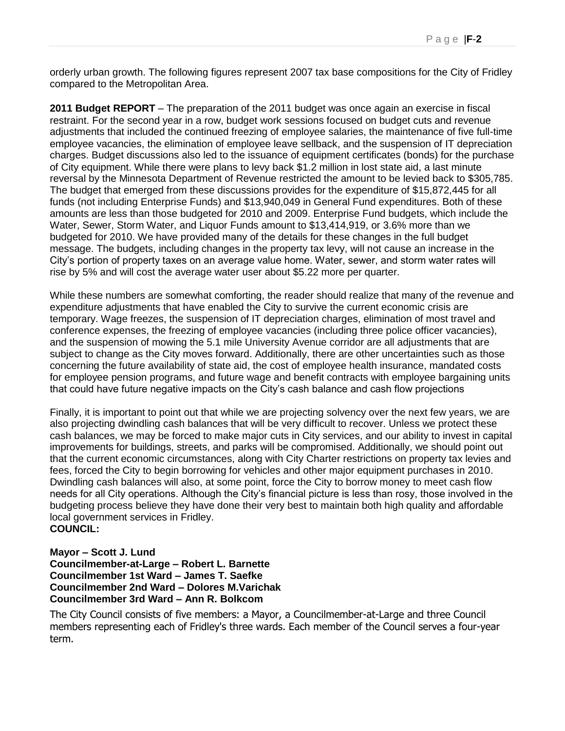orderly urban growth. The following figures represent 2007 tax base compositions for the City of Fridley compared to the Metropolitan Area.

**2011 Budget REPORT** – The preparation of the 2011 budget was once again an exercise in fiscal restraint. For the second year in a row, budget work sessions focused on budget cuts and revenue adjustments that included the continued freezing of employee salaries, the maintenance of five full-time employee vacancies, the elimination of employee leave sellback, and the suspension of IT depreciation charges. Budget discussions also led to the issuance of equipment certificates (bonds) for the purchase of City equipment. While there were plans to levy back $1.2 million in lost state aid, a last minute reversal by the Minnesota Department of Revenue restricted the amount to be levied back to $305,785. The budget that emerged from these discussions provides for the expenditure of $15,872,445 for all funds (not including Enterprise Funds) and $13,940,049 in General Fund expenditures. Both of these amounts are less than those budgeted for 2010 and 2009. Enterprise Fund budgets, which include the Water, Sewer, Storm Water, and Liquor Funds amount to $13,414,919, or 3.6% more than we budgeted for 2010. We have provided many of the details for these changes in the full budget message. The budgets, including changes in the property tax levy, will not cause an increase in the City's portion of property taxes on an average value home. Water, sewer, and storm water rates will rise by 5% and will cost the average water user about $5.22 more per quarter.

While these numbers are somewhat comforting, the reader should realize that many of the revenue and expenditure adjustments that have enabled the City to survive the current economic crisis are temporary. Wage freezes, the suspension of IT depreciation charges, elimination of most travel and conference expenses, the freezing of employee vacancies (including three police officer vacancies), and the suspension of mowing the 5.1 mile University Avenue corridor are all adjustments that are subject to change as the City moves forward. Additionally, there are other uncertainties such as those concerning the future availability of state aid, the cost of employee health insurance, mandated costs for employee pension programs, and future wage and benefit contracts with employee bargaining units that could have future negative impacts on the City's cash balance and cash flow projections

Finally, it is important to point out that while we are projecting solvency over the next few years, we are also projecting dwindling cash balances that will be very difficult to recover. Unless we protect these cash balances, we may be forced to make major cuts in City services, and our ability to invest in capital improvements for buildings, streets, and parks will be compromised. Additionally, we should point out that the current economic circumstances, along with City Charter restrictions on property tax levies and fees, forced the City to begin borrowing for vehicles and other major equipment purchases in 2010. Dwindling cash balances will also, at some point, force the City to borrow money to meet cash flow needs for all City operations. Although the City's financial picture is less than rosy, those involved in the budgeting process believe they have done their very best to maintain both high quality and affordable local government services in Fridley.

**COUNCIL:**

**Mayor – Scott J. Lund**
**Councilmember-at-Large – Robert L. Barnette**
**Councilmember 1st Ward – James T. Saefke**
**Councilmember 2nd Ward – Dolores M.Varichak**
**Councilmember 3rd Ward – Ann R. Bolkcom**

The City Council consists of five members: a Mayor, a Councilmember-at-Large and three Council members representing each of Fridley's three wards. Each member of the Council serves a four-year term.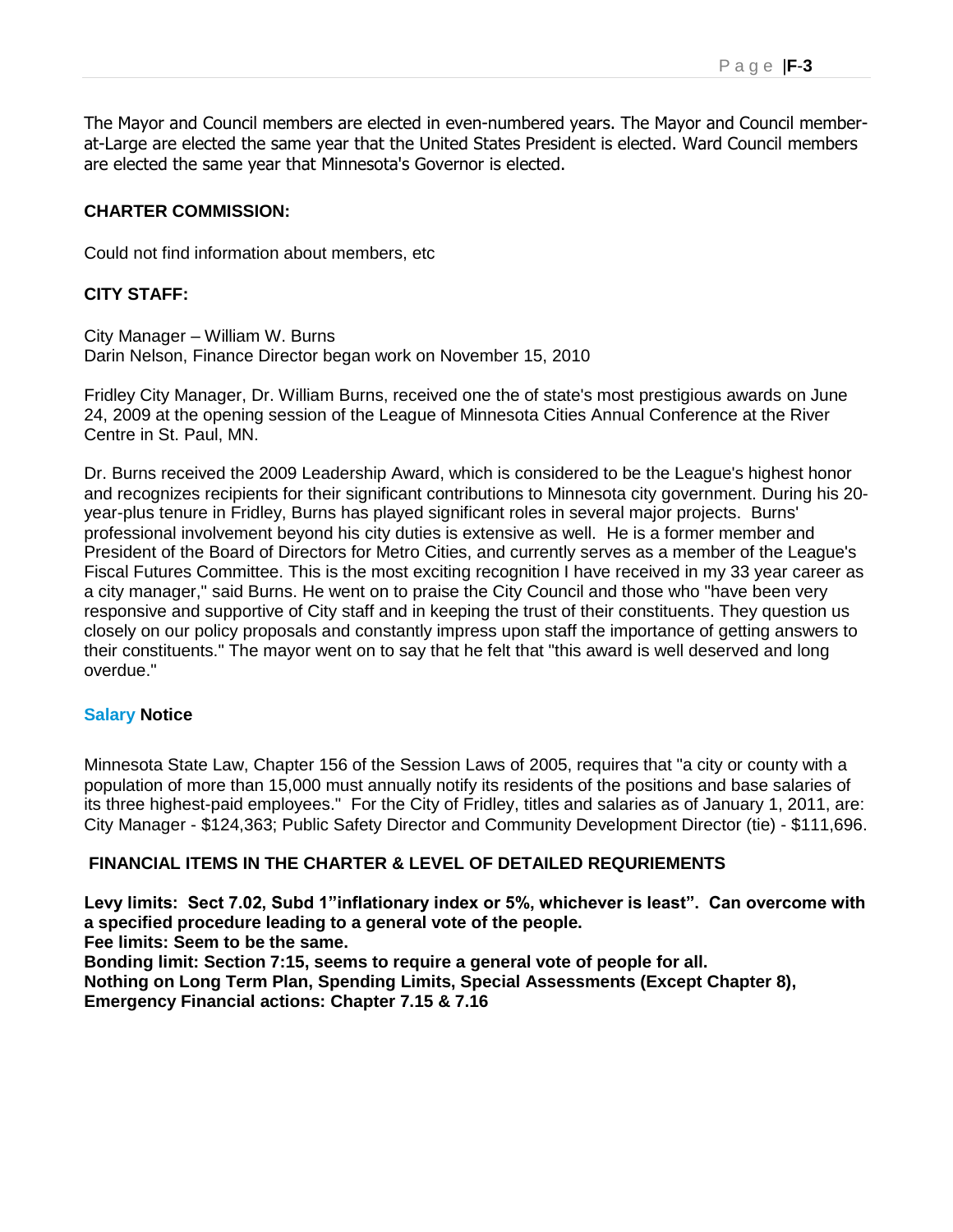The Mayor and Council members are elected in even-numbered years. The Mayor and Council member-at-Large are elected the same year that the United States President is elected. Ward Council members are elected the same year that Minnesota's Governor is elected.

**CHARTER COMMISSION:**

Could not find information about members, etc

**CITY STAFF:**

City Manager – William W. Burns
Darin Nelson, Finance Director began work on November 15, 2010

Fridley City Manager, Dr. William Burns, received one the of state's most prestigious awards on June 24, 2009 at the opening session of the League of Minnesota Cities Annual Conference at the River Centre in St. Paul, MN.

Dr. Burns received the 2009 Leadership Award, which is considered to be the League's highest honor and recognizes recipients for their significant contributions to Minnesota city government. During his 20-year-plus tenure in Fridley, Burns has played significant roles in several major projects. Burns' professional involvement beyond his city duties is extensive as well. He is a former member and President of the Board of Directors for Metro Cities, and currently serves as a member of the League's Fiscal Futures Committee. This is the most exciting recognition I have received in my 33 year career as a city manager," said Burns. He went on to praise the City Council and those who "have been very responsive and supportive of City staff and in keeping the trust of their constituents. They question us closely on our policy proposals and constantly impress upon staff the importance of getting answers to their constituents." The mayor went on to say that he felt that "this award is well deserved and long overdue."

**Salary Notice**

Minnesota State Law, Chapter 156 of the Session Laws of 2005, requires that "a city or county with a population of more than 15,000 must annually notify its residents of the positions and base salaries of its three highest-paid employees." For the City of Fridley, titles and salaries as of January 1, 2011, are: City Manager - $124,363; Public Safety Director and Community Development Director (tie) - $111,696.

**FINANCIAL ITEMS IN THE CHARTER & LEVEL OF DETAILED REQURIEMENTS**

**Levy limits: Sect 7.02, Subd 1"inflationary index or 5%, whichever is least". Can overcome with a specified procedure leading to a general vote of the people.**
**Fee limits: Seem to be the same.**
**Bonding limit: Section 7:15, seems to require a general vote of people for all.**
**Nothing on Long Term Plan, Spending Limits, Special Assessments (Except Chapter 8), Emergency Financial actions: Chapter 7.15 & 7.16**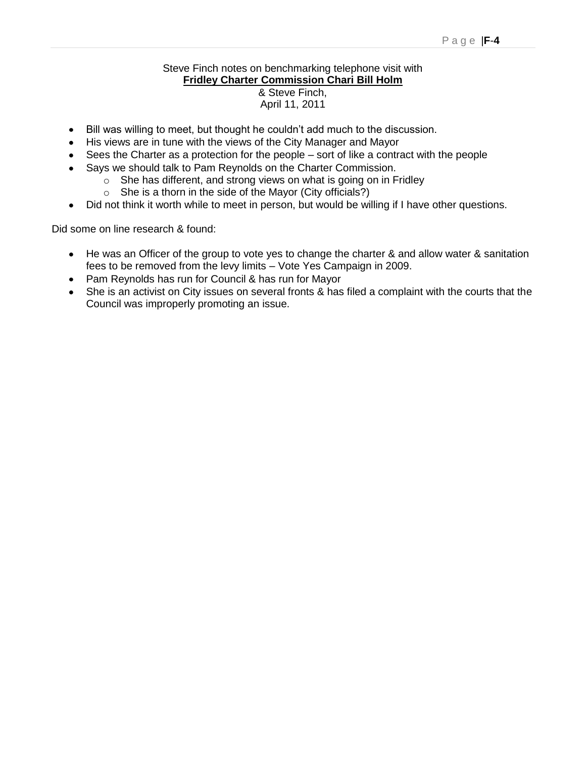Steve Finch notes on benchmarking telephone visit with

**Fridley Charter Commission Chari Bill Holm**

& Steve Finch,

April 11, 2011

- Bill was willing to meet, but thought he couldn't add much to the discussion.
- His views are in tune with the views of the City Manager and Mayor
- Sees the Charter as a protection for the people – sort of like a contract with the people
- Says we should talk to Pam Reynolds on the Charter Commission.
  - She has different, and strong views on what is going on in Fridley
  - She is a thorn in the side of the Mayor (City officials?)
- Did not think it worth while to meet in person, but would be willing if I have other questions.

Did some on line research & found:

- He was an Officer of the group to vote yes to change the charter & and allow water & sanitation fees to be removed from the levy limits – Vote Yes Campaign in 2009.
- Pam Reynolds has run for Council & has run for Mayor
- She is an activist on City issues on several fronts & has filed a complaint with the courts that the Council was improperly promoting an issue.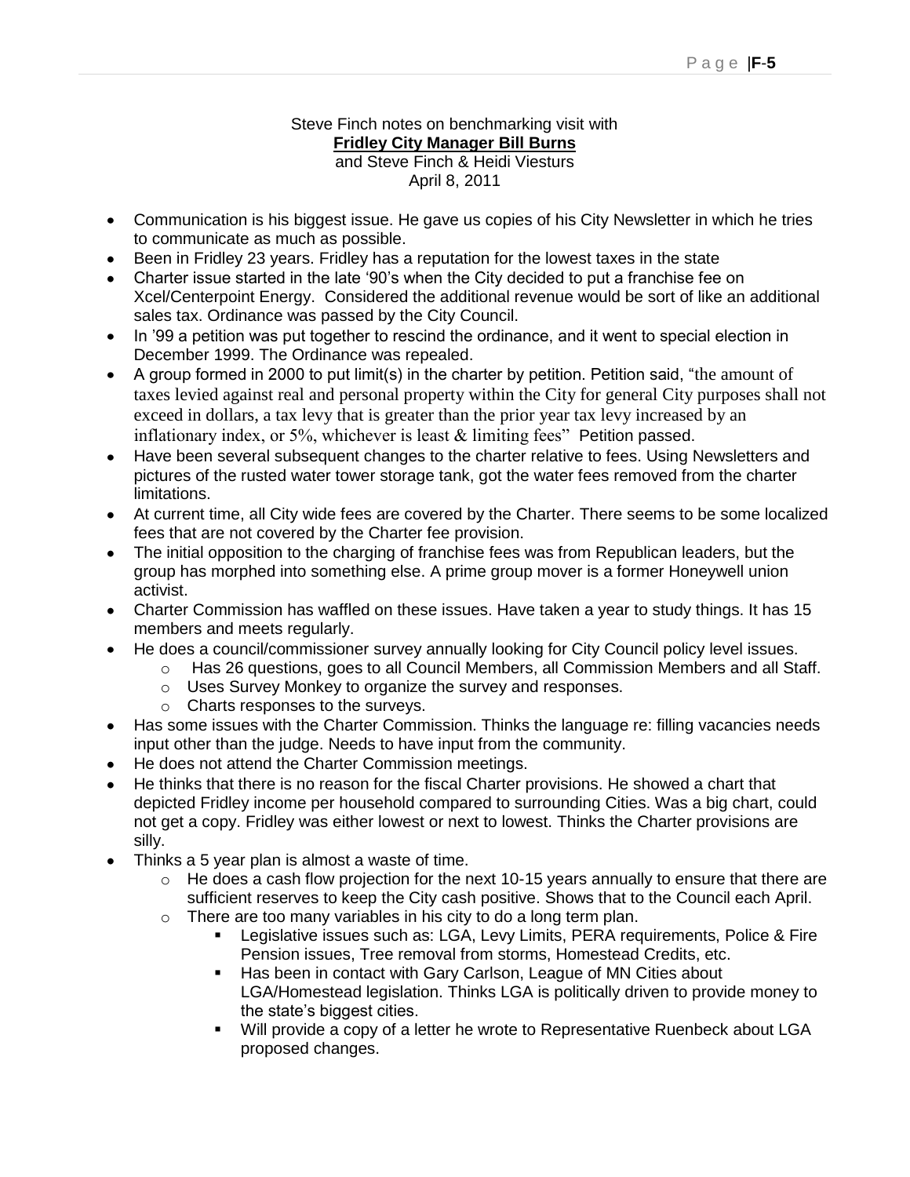Steve Finch notes on benchmarking visit with

**Fridley City Manager Bill Burns**

and Steve Finch & Heidi Viesturs

April 8, 2011

- Communication is his biggest issue. He gave us copies of his City Newsletter in which he tries to communicate as much as possible.
- Been in Fridley 23 years. Fridley has a reputation for the lowest taxes in the state
- Charter issue started in the late '90's when the City decided to put a franchise fee on Xcel/Centerpoint Energy. Considered the additional revenue would be sort of like an additional sales tax. Ordinance was passed by the City Council.
- In '99 a petition was put together to rescind the ordinance, and it went to special election in December 1999. The Ordinance was repealed.
- A group formed in 2000 to put limit(s) in the charter by petition. Petition said, "the amount of taxes levied against real and personal property within the City for general City purposes shall not exceed in dollars, a tax levy that is greater than the prior year tax levy increased by an inflationary index, or 5%, whichever is least & limiting fees" Petition passed.
- Have been several subsequent changes to the charter relative to fees. Using Newsletters and pictures of the rusted water tower storage tank, got the water fees removed from the charter limitations.
- At current time, all City wide fees are covered by the Charter. There seems to be some localized fees that are not covered by the Charter fee provision.
- The initial opposition to the charging of franchise fees was from Republican leaders, but the group has morphed into something else. A prime group mover is a former Honeywell union activist.
- Charter Commission has waffled on these issues. Have taken a year to study things. It has 15 members and meets regularly.
- He does a council/commissioner survey annually looking for City Council policy level issues.
  - Has 26 questions, goes to all Council Members, all Commission Members and all Staff.
  - Uses Survey Monkey to organize the survey and responses.
  - Charts responses to the surveys.
- Has some issues with the Charter Commission. Thinks the language re: filling vacancies needs input other than the judge. Needs to have input from the community.
- He does not attend the Charter Commission meetings.
- He thinks that there is no reason for the fiscal Charter provisions. He showed a chart that depicted Fridley income per household compared to surrounding Cities. Was a big chart, could not get a copy. Fridley was either lowest or next to lowest. Thinks the Charter provisions are silly.
- Thinks a 5 year plan is almost a waste of time.
  - He does a cash flow projection for the next 10-15 years annually to ensure that there are sufficient reserves to keep the City cash positive. Shows that to the Council each April.
  - There are too many variables in his city to do a long term plan.
    - Legislative issues such as: LGA, Levy Limits, PERA requirements, Police & Fire Pension issues, Tree removal from storms, Homestead Credits, etc.
    - Has been in contact with Gary Carlson, League of MN Cities about LGA/Homestead legislation. Thinks LGA is politically driven to provide money to the state's biggest cities.
    - Will provide a copy of a letter he wrote to Representative Ruenbeck about LGA proposed changes.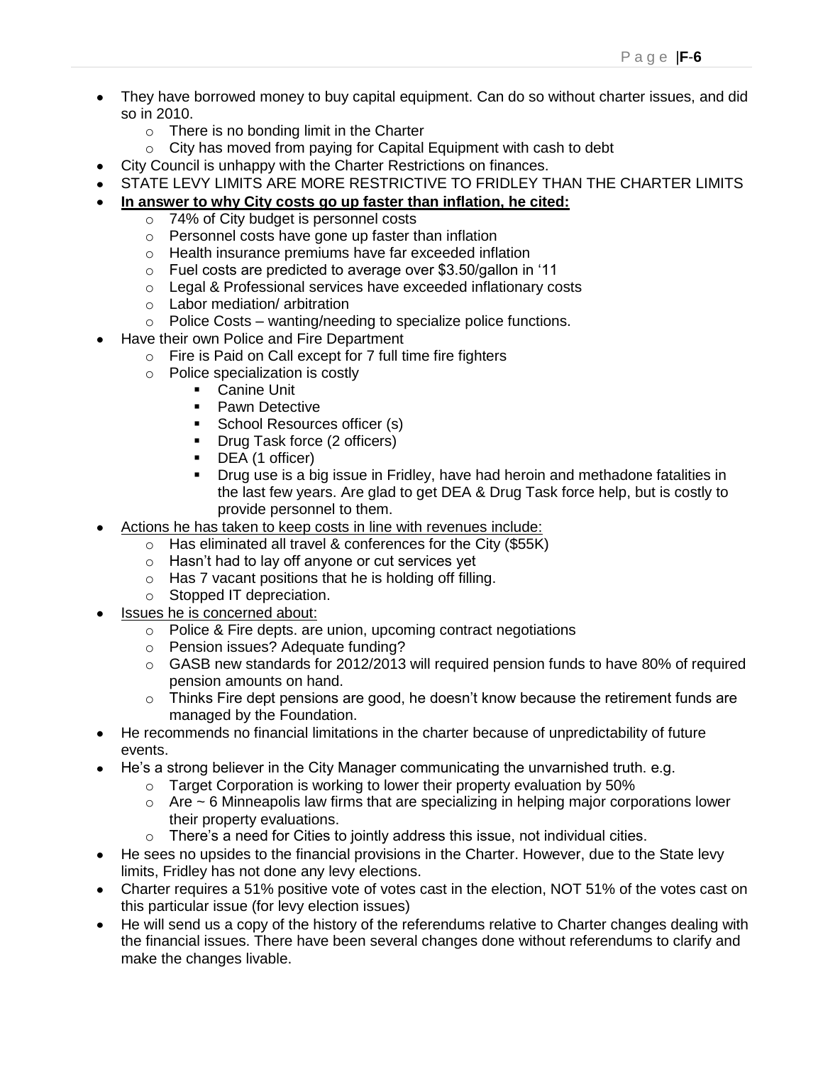- They have borrowed money to buy capital equipment. Can do so without charter issues, and did so in 2010.
    - There is no bonding limit in the Charter
    - City has moved from paying for Capital Equipment with cash to debt
- City Council is unhappy with the Charter Restrictions on finances.
- STATE LEVY LIMITS ARE MORE RESTRICTIVE TO FRIDLEY THAN THE CHARTER LIMITS
- **<u>In answer to why City costs go up faster than inflation, he cited:</u>**
    - 74% of City budget is personnel costs
    - Personnel costs have gone up faster than inflation
    - Health insurance premiums have far exceeded inflation
    - Fuel costs are predicted to average over $3.50/gallon in '11
    - Legal & Professional services have exceeded inflationary costs
    - Labor mediation/ arbitration
    - Police Costs – wanting/needing to specialize police functions.
- Have their own Police and Fire Department
    - Fire is Paid on Call except for 7 full time fire fighters
    - Police specialization is costly
        - Canine Unit
        - Pawn Detective
        - School Resources officer (s)
        - Drug Task force (2 officers)
        - DEA (1 officer)
        - Drug use is a big issue in Fridley, have had heroin and methadone fatalities in the last few years. Are glad to get DEA & Drug Task force help, but is costly to provide personnel to them.
- <u>Actions he has taken to keep costs in line with revenues include:</u>
    - Has eliminated all travel & conferences for the City ($55K)
    - Hasn't had to lay off anyone or cut services yet
    - Has 7 vacant positions that he is holding off filling.
    - Stopped IT depreciation.
- <u>Issues he is concerned about:</u>
    - Police & Fire depts. are union, upcoming contract negotiations
    - Pension issues? Adequate funding?
    - GASB new standards for 2012/2013 will required pension funds to have 80% of required pension amounts on hand.
    - Thinks Fire dept pensions are good, he doesn't know because the retirement funds are managed by the Foundation.
- He recommends no financial limitations in the charter because of unpredictability of future events.
- He's a strong believer in the City Manager communicating the unvarnished truth. e.g.
    - Target Corporation is working to lower their property evaluation by 50%
    - Are ~ 6 Minneapolis law firms that are specializing in helping major corporations lower their property evaluations.
    - There's a need for Cities to jointly address this issue, not individual cities.
- He sees no upsides to the financial provisions in the Charter. However, due to the State levy limits, Fridley has not done any levy elections.
- Charter requires a 51% positive vote of votes cast in the election, NOT 51% of the votes cast on this particular issue (for levy election issues)
- He will send us a copy of the history of the referendums relative to Charter changes dealing with the financial issues. There have been several changes done without referendums to clarify and make the changes livable.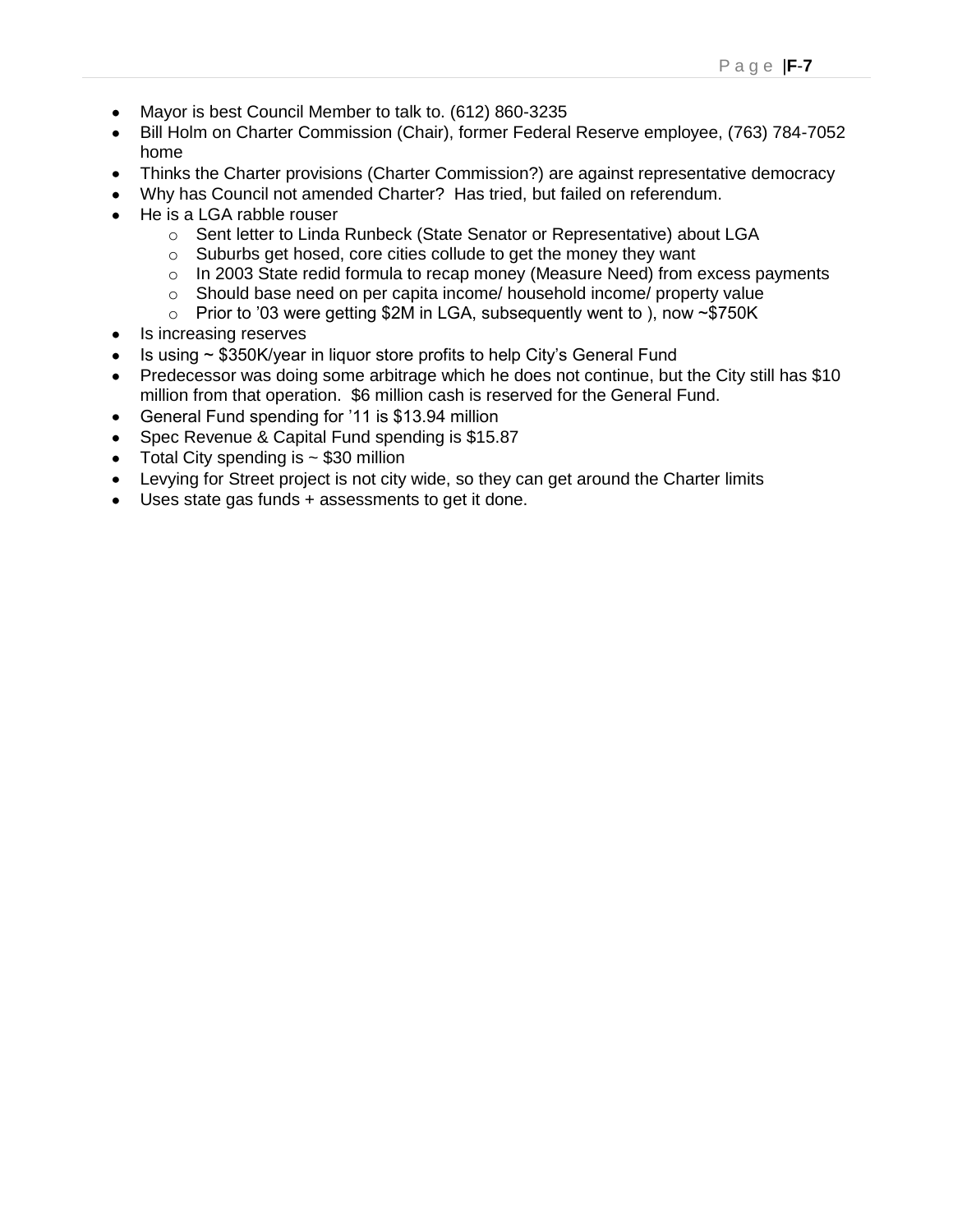- Mayor is best Council Member to talk to. (612) 860-3235
- Bill Holm on Charter Commission (Chair), former Federal Reserve employee, (763) 784-7052 home
- Thinks the Charter provisions (Charter Commission?) are against representative democracy
- Why has Council not amended Charter? Has tried, but failed on referendum.
- He is a LGA rabble rouser
  - Sent letter to Linda Runbeck (State Senator or Representative) about LGA
  - Suburbs get hosed, core cities collude to get the money they want
  - In 2003 State redid formula to recap money (Measure Need) from excess payments
  - Should base need on per capita income/ household income/ property value
  - Prior to '03 were getting $2M in LGA, subsequently went to ), now ~$750K
- Is increasing reserves
- Is using ~ $350K/year in liquor store profits to help City's General Fund
- Predecessor was doing some arbitrage which he does not continue, but the City still has $10 million from that operation. $6 million cash is reserved for the General Fund.
- General Fund spending for '11 is $13.94 million
- Spec Revenue & Capital Fund spending is $15.87
- Total City spending is ~ $30 million
- Levying for Street project is not city wide, so they can get around the Charter limits
- Uses state gas funds + assessments to get it done.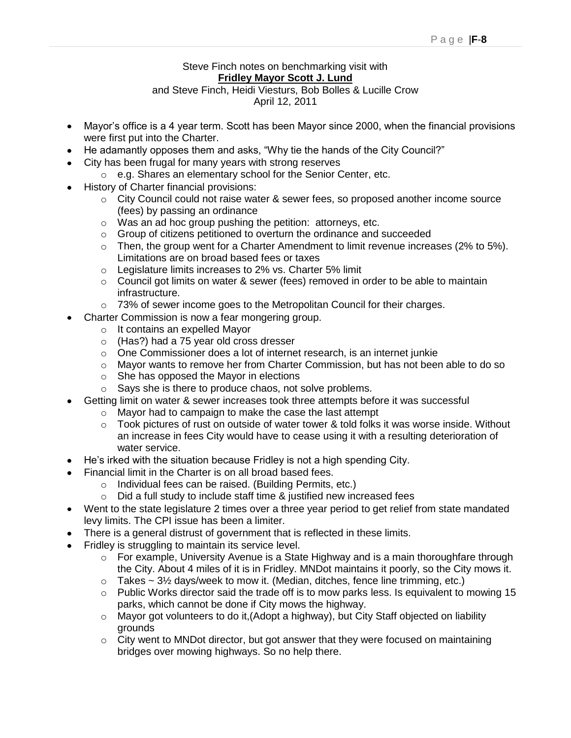Steve Finch notes on benchmarking visit with

**Fridley Mayor Scott J. Lund**

and Steve Finch, Heidi Viesturs, Bob Bolles & Lucille Crow

April 12, 2011

- Mayor's office is a 4 year term. Scott has been Mayor since 2000, when the financial provisions were first put into the Charter.
- He adamantly opposes them and asks, "Why tie the hands of the City Council?"
- City has been frugal for many years with strong reserves
  - e.g. Shares an elementary school for the Senior Center, etc.
- History of Charter financial provisions:
  - City Council could not raise water & sewer fees, so proposed another income source (fees) by passing an ordinance
  - Was an ad hoc group pushing the petition: attorneys, etc.
  - Group of citizens petitioned to overturn the ordinance and succeeded
  - Then, the group went for a Charter Amendment to limit revenue increases (2% to 5%). Limitations are on broad based fees or taxes
  - Legislature limits increases to 2% vs. Charter 5% limit
  - Council got limits on water & sewer (fees) removed in order to be able to maintain infrastructure.
  - 73% of sewer income goes to the Metropolitan Council for their charges.
- Charter Commission is now a fear mongering group.
  - It contains an expelled Mayor
  - (Has?) had a 75 year old cross dresser
  - One Commissioner does a lot of internet research, is an internet junkie
  - Mayor wants to remove her from Charter Commission, but has not been able to do so
  - She has opposed the Mayor in elections
  - Says she is there to produce chaos, not solve problems.
- Getting limit on water & sewer increases took three attempts before it was successful
  - Mayor had to campaign to make the case the last attempt
  - Took pictures of rust on outside of water tower & told folks it was worse inside. Without an increase in fees City would have to cease using it with a resulting deterioration of water service.
- He's irked with the situation because Fridley is not a high spending City.
- Financial limit in the Charter is on all broad based fees.
  - Individual fees can be raised. (Building Permits, etc.)
  - Did a full study to include staff time & justified new increased fees
- Went to the state legislature 2 times over a three year period to get relief from state mandated levy limits. The CPI issue has been a limiter.
- There is a general distrust of government that is reflected in these limits.
- Fridley is struggling to maintain its service level.
  - For example, University Avenue is a State Highway and is a main thoroughfare through the City. About 4 miles of it is in Fridley. MNDot maintains it poorly, so the City mows it.
  - Takes ~ 3½ days/week to mow it. (Median, ditches, fence line trimming, etc.)
  - Public Works director said the trade off is to mow parks less. Is equivalent to mowing 15 parks, which cannot be done if City mows the highway.
  - Mayor got volunteers to do it,(Adopt a highway), but City Staff objected on liability grounds
  - City went to MNDot director, but got answer that they were focused on maintaining bridges over mowing highways. So no help there.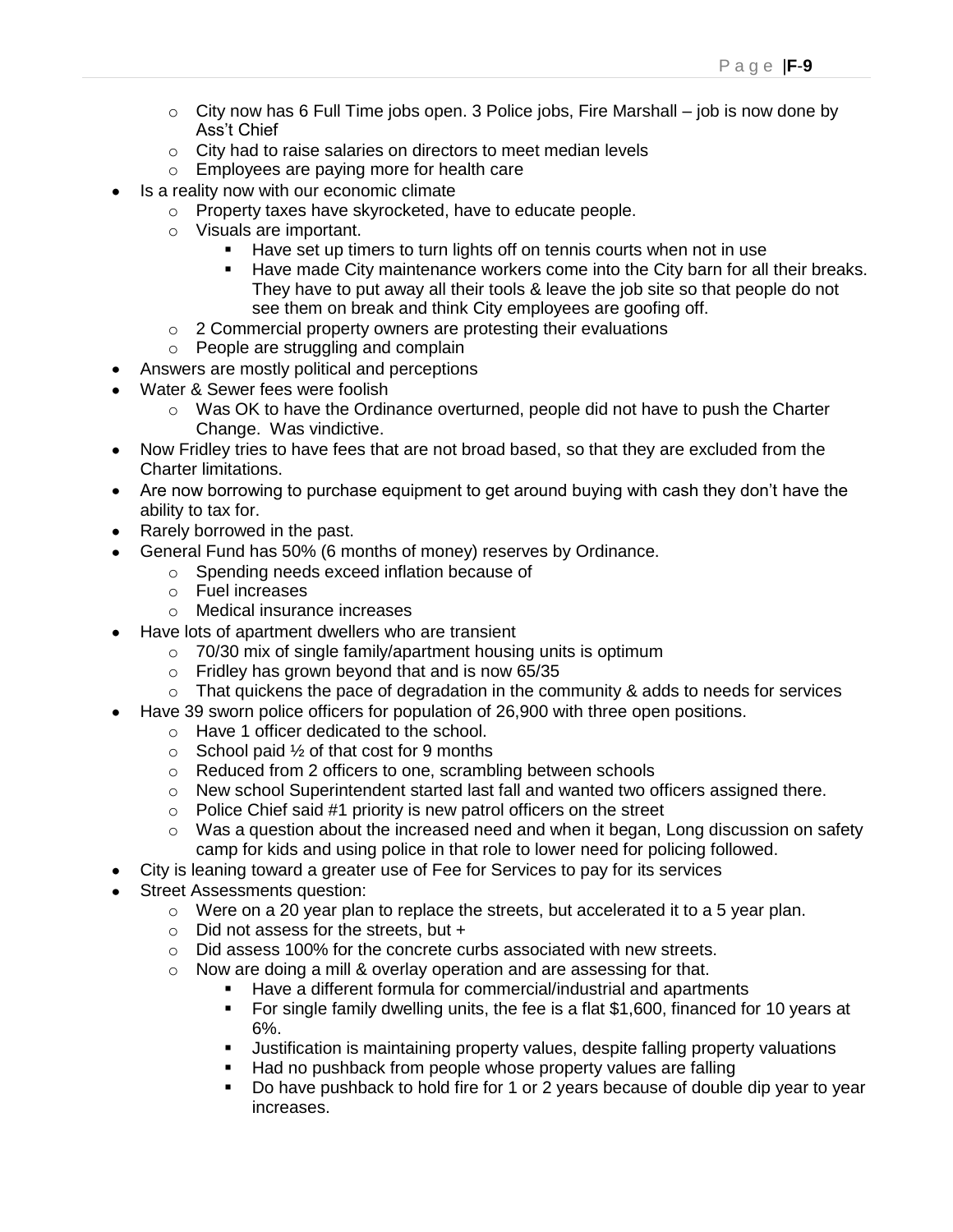- City now has 6 Full Time jobs open. 3 Police jobs, Fire Marshall – job is now done by Ass't Chief
- City had to raise salaries on directors to meet median levels
- Employees are paying more for health care

- Is a reality now with our economic climate
  - Property taxes have skyrocketed, have to educate people.
  - Visuals are important.
    - Have set up timers to turn lights off on tennis courts when not in use
    - Have made City maintenance workers come into the City barn for all their breaks. They have to put away all their tools & leave the job site so that people do not see them on break and think City employees are goofing off.
  - 2 Commercial property owners are protesting their evaluations
  - People are struggling and complain
- Answers are mostly political and perceptions
- Water & Sewer fees were foolish
  - Was OK to have the Ordinance overturned, people did not have to push the Charter Change. Was vindictive.
- Now Fridley tries to have fees that are not broad based, so that they are excluded from the Charter limitations.
- Are now borrowing to purchase equipment to get around buying with cash they don't have the ability to tax for.
- Rarely borrowed in the past.
- General Fund has 50% (6 months of money) reserves by Ordinance.
  - Spending needs exceed inflation because of
  - Fuel increases
  - Medical insurance increases
- Have lots of apartment dwellers who are transient
  - 70/30 mix of single family/apartment housing units is optimum
  - Fridley has grown beyond that and is now 65/35
  - That quickens the pace of degradation in the community & adds to needs for services
- Have 39 sworn police officers for population of 26,900 with three open positions.
  - Have 1 officer dedicated to the school.
  - School paid ½ of that cost for 9 months
  - Reduced from 2 officers to one, scrambling between schools
  - New school Superintendent started last fall and wanted two officers assigned there.
  - Police Chief said #1 priority is new patrol officers on the street
  - Was a question about the increased need and when it began, Long discussion on safety camp for kids and using police in that role to lower need for policing followed.
- City is leaning toward a greater use of Fee for Services to pay for its services
- Street Assessments question:
  - Were on a 20 year plan to replace the streets, but accelerated it to a 5 year plan.
  - Did not assess for the streets, but +
  - Did assess 100% for the concrete curbs associated with new streets.
  - Now are doing a mill & overlay operation and are assessing for that.
    - Have a different formula for commercial/industrial and apartments
    - For single family dwelling units, the fee is a flat $1,600, financed for 10 years at 6%.
    - Justification is maintaining property values, despite falling property valuations
    - Had no pushback from people whose property values are falling
    - Do have pushback to hold fire for 1 or 2 years because of double dip year to year increases.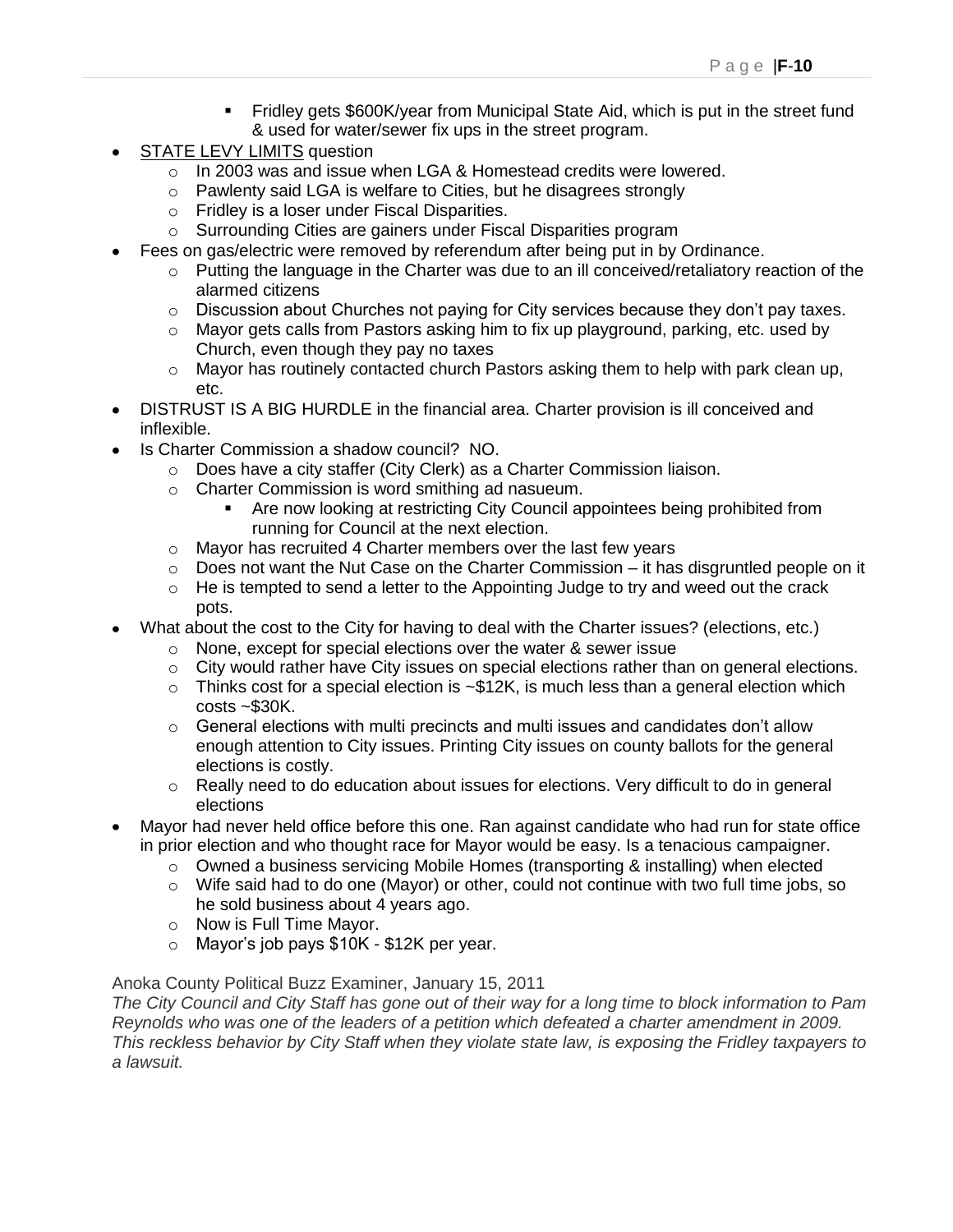- Fridley gets $600K/year from Municipal State Aid, which is put in the street fund & used for water/sewer fix ups in the street program.
- <u>STATE LEVY LIMITS</u> question
    - In 2003 was and issue when LGA & Homestead credits were lowered.
    - Pawlenty said LGA is welfare to Cities, but he disagrees strongly
    - Fridley is a loser under Fiscal Disparities.
    - Surrounding Cities are gainers under Fiscal Disparities program
- Fees on gas/electric were removed by referendum after being put in by Ordinance.
    - Putting the language in the Charter was due to an ill conceived/retaliatory reaction of the alarmed citizens
    - Discussion about Churches not paying for City services because they don't pay taxes.
    - Mayor gets calls from Pastors asking him to fix up playground, parking, etc. used by Church, even though they pay no taxes
    - Mayor has routinely contacted church Pastors asking them to help with park clean up, etc.
- DISTRUST IS A BIG HURDLE in the financial area. Charter provision is ill conceived and inflexible.
- Is Charter Commission a shadow council? NO.
    - Does have a city staffer (City Clerk) as a Charter Commission liaison.
    - Charter Commission is word smithing ad nasueum.
        - Are now looking at restricting City Council appointees being prohibited from running for Council at the next election.
    - Mayor has recruited 4 Charter members over the last few years
    - Does not want the Nut Case on the Charter Commission – it has disgruntled people on it
    - He is tempted to send a letter to the Appointing Judge to try and weed out the crack pots.
- What about the cost to the City for having to deal with the Charter issues? (elections, etc.)
    - None, except for special elections over the water & sewer issue
    - City would rather have City issues on special elections rather than on general elections.
    - Thinks cost for a special election is ~$12K, is much less than a general election which costs ~$30K.
    - General elections with multi precincts and multi issues and candidates don't allow enough attention to City issues. Printing City issues on county ballots for the general elections is costly.
    - Really need to do education about issues for elections. Very difficult to do in general elections
- Mayor had never held office before this one. Ran against candidate who had run for state office in prior election and who thought race for Mayor would be easy. Is a tenacious campaigner.
    - Owned a business servicing Mobile Homes (transporting & installing) when elected
    - Wife said had to do one (Mayor) or other, could not continue with two full time jobs, so he sold business about 4 years ago.
    - Now is Full Time Mayor.
    - Mayor's job pays $10K - $12K per year.

Anoka County Political Buzz Examiner, January 15, 2011

*The City Council and City Staff has gone out of their way for a long time to block information to Pam Reynolds who was one of the leaders of a petition which defeated a charter amendment in 2009. This reckless behavior by City Staff when they violate state law, is exposing the Fridley taxpayers to a lawsuit.*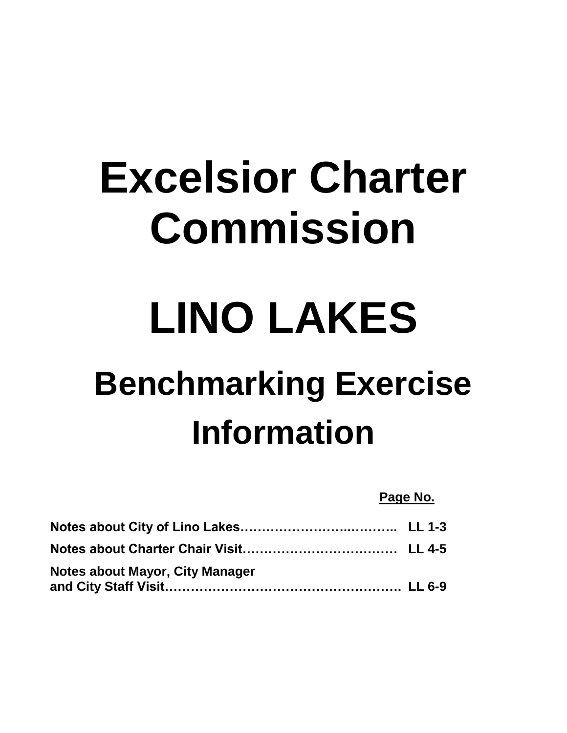# Excelsior Charter Commission

# LINO LAKES

## Benchmarking Exercise Information

| | Page No. |
|---|---|
| **Notes about City of Lino Lakes……………………..……….** | **LL 1-3** |
| **Notes about Charter Chair Visit………………………………** | **LL 4-5** |
| **Notes about Mayor, City Manager and City Staff Visit………………………………………………** | **LL 6-9** |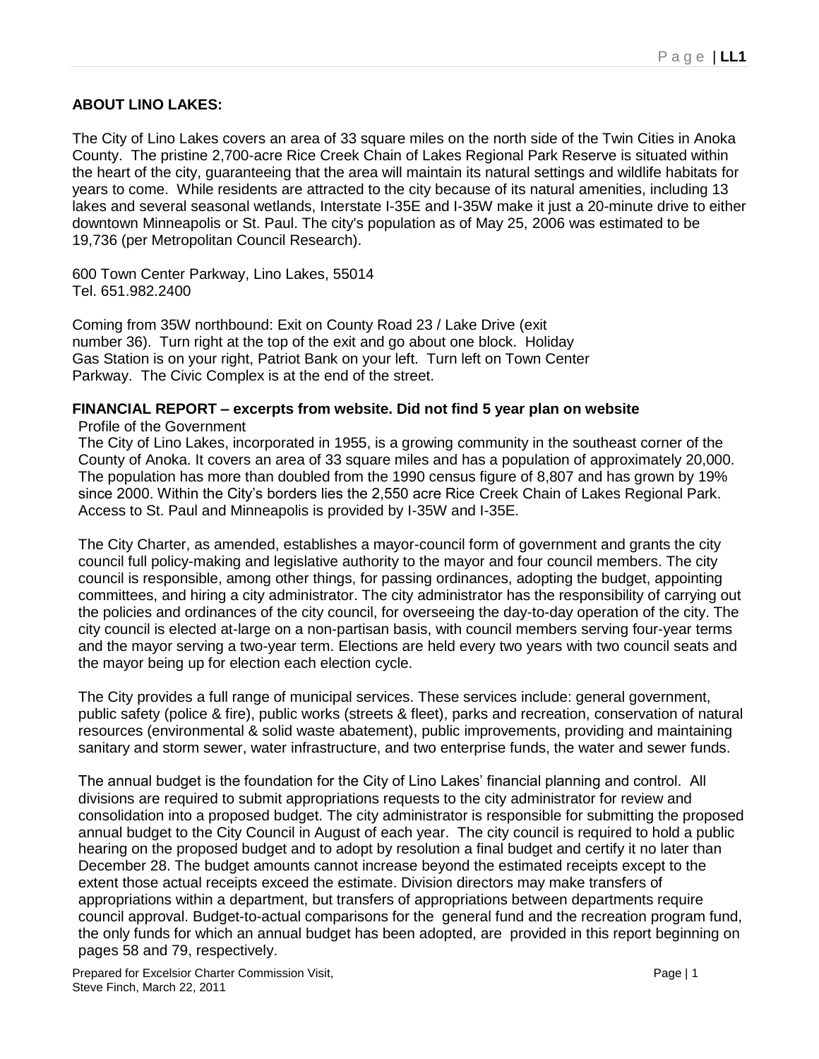**ABOUT LINO LAKES:**

The City of Lino Lakes covers an area of 33 square miles on the north side of the Twin Cities in Anoka County. The pristine 2,700-acre Rice Creek Chain of Lakes Regional Park Reserve is situated within the heart of the city, guaranteeing that the area will maintain its natural settings and wildlife habitats for years to come. While residents are attracted to the city because of its natural amenities, including 13 lakes and several seasonal wetlands, Interstate I-35E and I-35W make it just a 20-minute drive to either downtown Minneapolis or St. Paul. The city's population as of May 25, 2006 was estimated to be 19,736 (per Metropolitan Council Research).

600 Town Center Parkway, Lino Lakes, 55014
Tel. 651.982.2400

Coming from 35W northbound: Exit on County Road 23 / Lake Drive (exit number 36). Turn right at the top of the exit and go about one block. Holiday Gas Station is on your right, Patriot Bank on your left. Turn left on Town Center Parkway. The Civic Complex is at the end of the street.

**FINANCIAL REPORT – excerpts from website. Did not find 5 year plan on website**

Profile of the Government

The City of Lino Lakes, incorporated in 1955, is a growing community in the southeast corner of the County of Anoka. It covers an area of 33 square miles and has a population of approximately 20,000. The population has more than doubled from the 1990 census figure of 8,807 and has grown by 19% since 2000. Within the City's borders lies the 2,550 acre Rice Creek Chain of Lakes Regional Park. Access to St. Paul and Minneapolis is provided by I-35W and I-35E.

The City Charter, as amended, establishes a mayor-council form of government and grants the city council full policy-making and legislative authority to the mayor and four council members. The city council is responsible, among other things, for passing ordinances, adopting the budget, appointing committees, and hiring a city administrator. The city administrator has the responsibility of carrying out the policies and ordinances of the city council, for overseeing the day-to-day operation of the city. The city council is elected at-large on a non-partisan basis, with council members serving four-year terms and the mayor serving a two-year term. Elections are held every two years with two council seats and the mayor being up for election each election cycle.

The City provides a full range of municipal services. These services include: general government, public safety (police & fire), public works (streets & fleet), parks and recreation, conservation of natural resources (environmental & solid waste abatement), public improvements, providing and maintaining sanitary and storm sewer, water infrastructure, and two enterprise funds, the water and sewer funds.

The annual budget is the foundation for the City of Lino Lakes' financial planning and control. All divisions are required to submit appropriations requests to the city administrator for review and consolidation into a proposed budget. The city administrator is responsible for submitting the proposed annual budget to the City Council in August of each year. The city council is required to hold a public hearing on the proposed budget and to adopt by resolution a final budget and certify it no later than December 28. The budget amounts cannot increase beyond the estimated receipts except to the extent those actual receipts exceed the estimate. Division directors may make transfers of appropriations within a department, but transfers of appropriations between departments require council approval. Budget-to-actual comparisons for the general fund and the recreation program fund, the only funds for which an annual budget has been adopted, are provided in this report beginning on pages 58 and 79, respectively.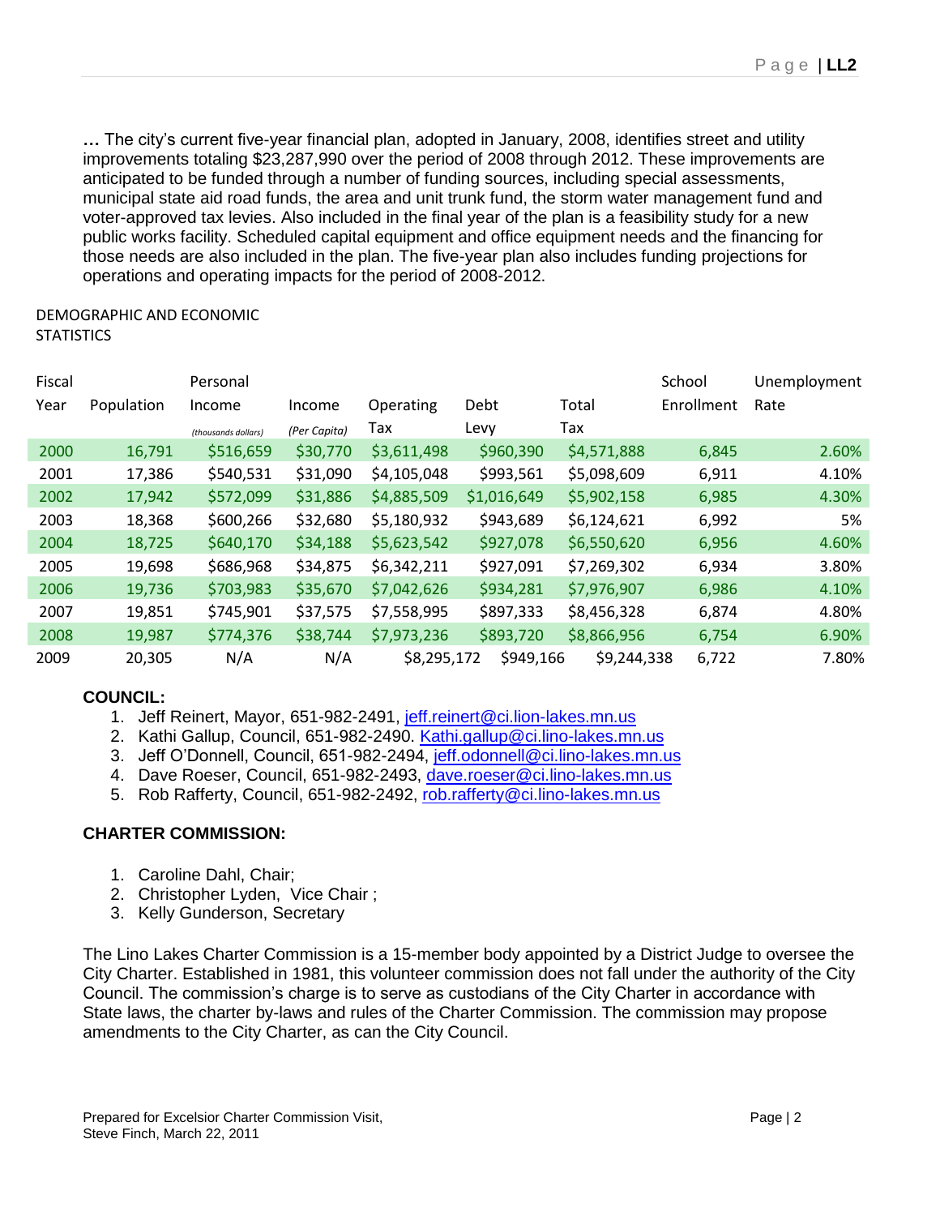**…** The city's current five-year financial plan, adopted in January, 2008, identifies street and utility improvements totaling $23,287,990 over the period of 2008 through 2012. These improvements are anticipated to be funded through a number of funding sources, including special assessments, municipal state aid road funds, the area and unit trunk fund, the storm water management fund and voter-approved tax levies. Also included in the final year of the plan is a feasibility study for a new public works facility. Scheduled capital equipment and office equipment needs and the financing for those needs are also included in the plan. The five-year plan also includes funding projections for operations and operating impacts for the period of 2008-2012.

DEMOGRAPHIC AND ECONOMIC STATISTICS

| Fiscal Year | Population | Personal Income *(thousands dollars)* | Income *(Per Capita)* | Operating Tax | Debt Levy | Total Tax | School Enrollment | Unemployment Rate |
|---|---|---|---|---|---|---|---|---|
| 2000 | 16,791 | $516,659 | $30,770 | $3,611,498 | $960,390 | $4,571,888 | 6,845 | 2.60% |
| 2001 | 17,386 | $540,531 | $31,090 | $4,105,048 | $993,561 | $5,098,609 | 6,911 | 4.10% |
| 2002 | 17,942 | $572,099 | $31,886 | $4,885,509 | $1,016,649 | $5,902,158 | 6,985 | 4.30% |
| 2003 | 18,368 | $600,266 | $32,680 | $5,180,932 | $943,689 | $6,124,621 | 6,992 | 5% |
| 2004 | 18,725 | $640,170 | $34,188 | $5,623,542 | $927,078 | $6,550,620 | 6,956 | 4.60% |
| 2005 | 19,698 | $686,968 | $34,875 | $6,342,211 | $927,091 | $7,269,302 | 6,934 | 3.80% |
| 2006 | 19,736 | $703,983 | $35,670 | $7,042,626 | $934,281 | $7,976,907 | 6,986 | 4.10% |
| 2007 | 19,851 | $745,901 | $37,575 | $7,558,995 | $897,333 | $8,456,328 | 6,874 | 4.80% |
| 2008 | 19,987 | $774,376 | $38,744 | $7,973,236 | $893,720 | $8,866,956 | 6,754 | 6.90% |
| 2009 | 20,305 | N/A | N/A | $8,295,172 | $949,166 | $9,244,338 | 6,722 | 7.80% |

**COUNCIL:**

1. Jeff Reinert, Mayor, 651-982-2491, jeff.reinert@ci.lion-lakes.mn.us
2. Kathi Gallup, Council, 651-982-2490. Kathi.gallup@ci.lino-lakes.mn.us
3. Jeff O'Donnell, Council, 651-982-2494, jeff.odonnell@ci.lino-lakes.mn.us
4. Dave Roeser, Council, 651-982-2493, dave.roeser@ci.lino-lakes.mn.us
5. Rob Rafferty, Council, 651-982-2492, rob.rafferty@ci.lino-lakes.mn.us

**CHARTER COMMISSION:**

1. Caroline Dahl, Chair;
2. Christopher Lyden, Vice Chair ;
3. Kelly Gunderson, Secretary

The Lino Lakes Charter Commission is a 15-member body appointed by a District Judge to oversee the City Charter. Established in 1981, this volunteer commission does not fall under the authority of the City Council. The commission's charge is to serve as custodians of the City Charter in accordance with State laws, the charter by-laws and rules of the Charter Commission. The commission may propose amendments to the City Charter, as can the City Council.

Prepared for Excelsior Charter Commission Visit,
Steve Finch, March 22, 2011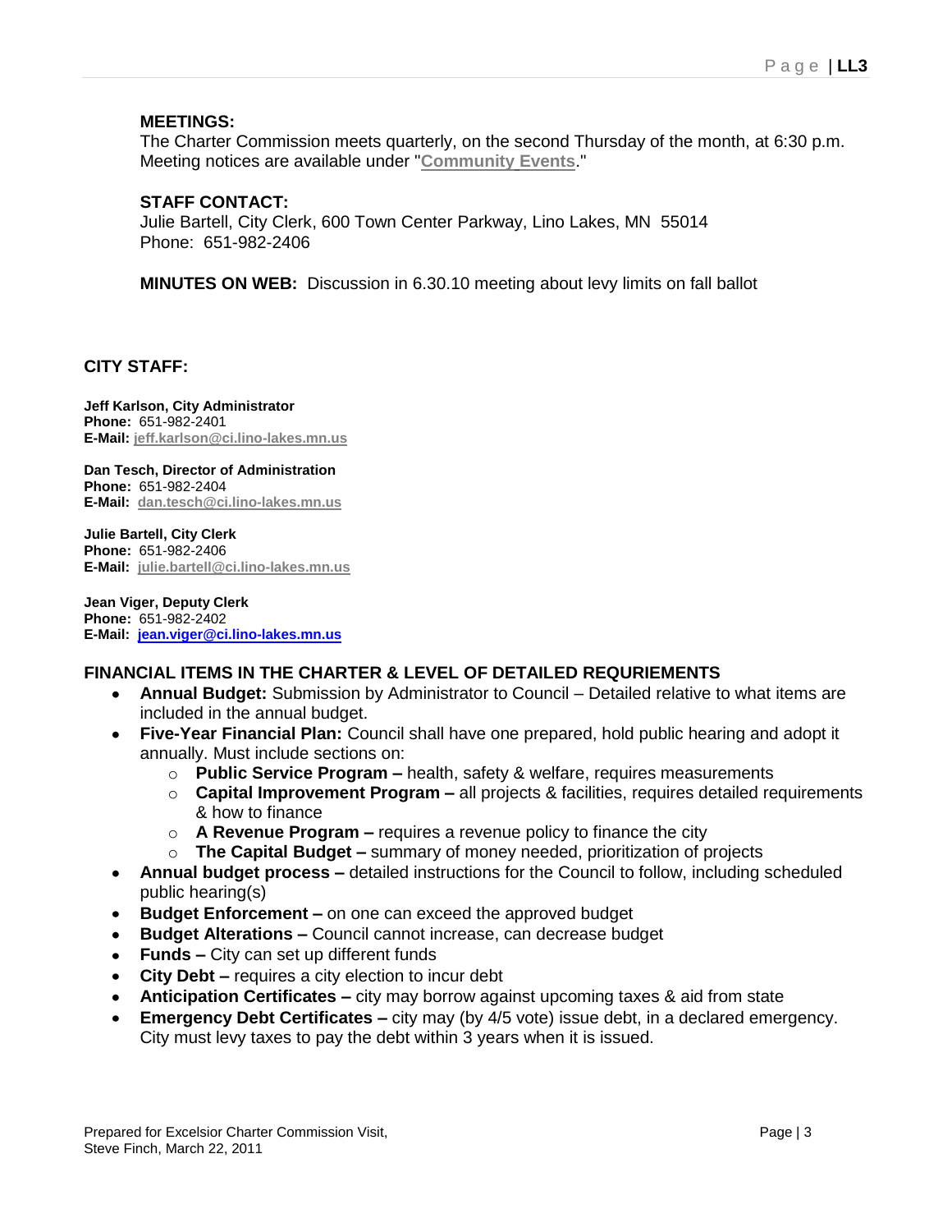**MEETINGS:**
The Charter Commission meets quarterly, on the second Thursday of the month, at 6:30 p.m. Meeting notices are available under "Community Events."

**STAFF CONTACT:**
Julie Bartell, City Clerk, 600 Town Center Parkway, Lino Lakes, MN 55014
Phone: 651-982-2406

**MINUTES ON WEB:** Discussion in 6.30.10 meeting about levy limits on fall ballot

## CITY STAFF:

**Jeff Karlson, City Administrator**
**Phone:** 651-982-2401
**E-Mail:** jeff.karlson@ci.lino-lakes.mn.us

**Dan Tesch, Director of Administration**
**Phone:** 651-982-2404
**E-Mail:** dan.tesch@ci.lino-lakes.mn.us

**Julie Bartell, City Clerk**
**Phone:** 651-982-2406
**E-Mail:** julie.bartell@ci.lino-lakes.mn.us

**Jean Viger, Deputy Clerk**
**Phone:** 651-982-2402
**E-Mail:** jean.viger@ci.lino-lakes.mn.us

## FINANCIAL ITEMS IN THE CHARTER & LEVEL OF DETAILED REQURIEMENTS

- **Annual Budget:** Submission by Administrator to Council – Detailed relative to what items are included in the annual budget.
- **Five-Year Financial Plan:** Council shall have one prepared, hold public hearing and adopt it annually. Must include sections on:
  - **Public Service Program –** health, safety & welfare, requires measurements
  - **Capital Improvement Program –** all projects & facilities, requires detailed requirements & how to finance
  - **A Revenue Program –** requires a revenue policy to finance the city
  - **The Capital Budget –** summary of money needed, prioritization of projects
- **Annual budget process –** detailed instructions for the Council to follow, including scheduled public hearing(s)
- **Budget Enforcement –** on one can exceed the approved budget
- **Budget Alterations –** Council cannot increase, can decrease budget
- **Funds –** City can set up different funds
- **City Debt –** requires a city election to incur debt
- **Anticipation Certificates –** city may borrow against upcoming taxes & aid from state
- **Emergency Debt Certificates –** city may (by 4/5 vote) issue debt, in a declared emergency. City must levy taxes to pay the debt within 3 years when it is issued.

Prepared for Excelsior Charter Commission Visit,
Steve Finch, March 22, 2011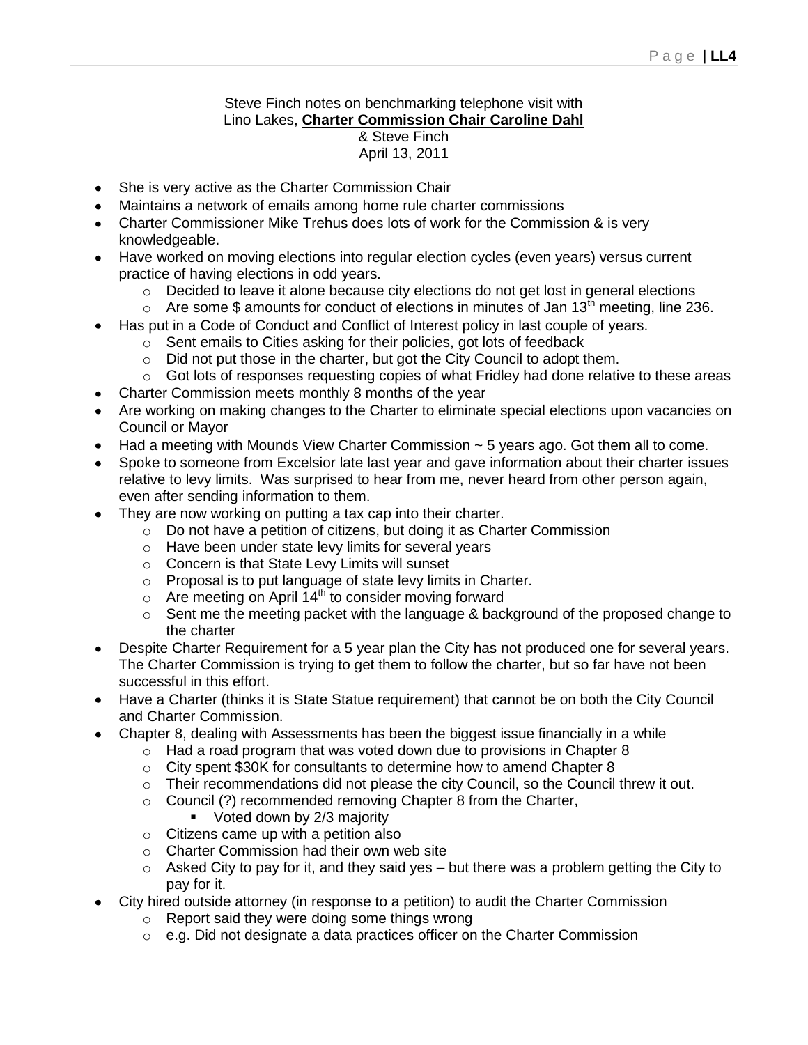Steve Finch notes on benchmarking telephone visit with
Lino Lakes, **Charter Commission Chair Caroline Dahl**
& Steve Finch
April 13, 2011

- She is very active as the Charter Commission Chair
- Maintains a network of emails among home rule charter commissions
- Charter Commissioner Mike Trehus does lots of work for the Commission & is very knowledgeable.
- Have worked on moving elections into regular election cycles (even years) versus current practice of having elections in odd years.
    - Decided to leave it alone because city elections do not get lost in general elections
    - Are some $ amounts for conduct of elections in minutes of Jan 13th meeting, line 236.
- Has put in a Code of Conduct and Conflict of Interest policy in last couple of years.
    - Sent emails to Cities asking for their policies, got lots of feedback
    - Did not put those in the charter, but got the City Council to adopt them.
    - Got lots of responses requesting copies of what Fridley had done relative to these areas
- Charter Commission meets monthly 8 months of the year
- Are working on making changes to the Charter to eliminate special elections upon vacancies on Council or Mayor
- Had a meeting with Mounds View Charter Commission ~ 5 years ago. Got them all to come.
- Spoke to someone from Excelsior late last year and gave information about their charter issues relative to levy limits. Was surprised to hear from me, never heard from other person again, even after sending information to them.
- They are now working on putting a tax cap into their charter.
    - Do not have a petition of citizens, but doing it as Charter Commission
    - Have been under state levy limits for several years
    - Concern is that State Levy Limits will sunset
    - Proposal is to put language of state levy limits in Charter.
    - Are meeting on April 14th to consider moving forward
    - Sent me the meeting packet with the language & background of the proposed change to the charter
- Despite Charter Requirement for a 5 year plan the City has not produced one for several years. The Charter Commission is trying to get them to follow the charter, but so far have not been successful in this effort.
- Have a Charter (thinks it is State Statue requirement) that cannot be on both the City Council and Charter Commission.
- Chapter 8, dealing with Assessments has been the biggest issue financially in a while
    - Had a road program that was voted down due to provisions in Chapter 8
    - City spent $30K for consultants to determine how to amend Chapter 8
    - Their recommendations did not please the city Council, so the Council threw it out.
    - Council (?) recommended removing Chapter 8 from the Charter,
        - Voted down by 2/3 majority
    - Citizens came up with a petition also
    - Charter Commission had their own web site
    - Asked City to pay for it, and they said yes – but there was a problem getting the City to pay for it.
- City hired outside attorney (in response to a petition) to audit the Charter Commission
    - Report said they were doing some things wrong
    - e.g. Did not designate a data practices officer on the Charter Commission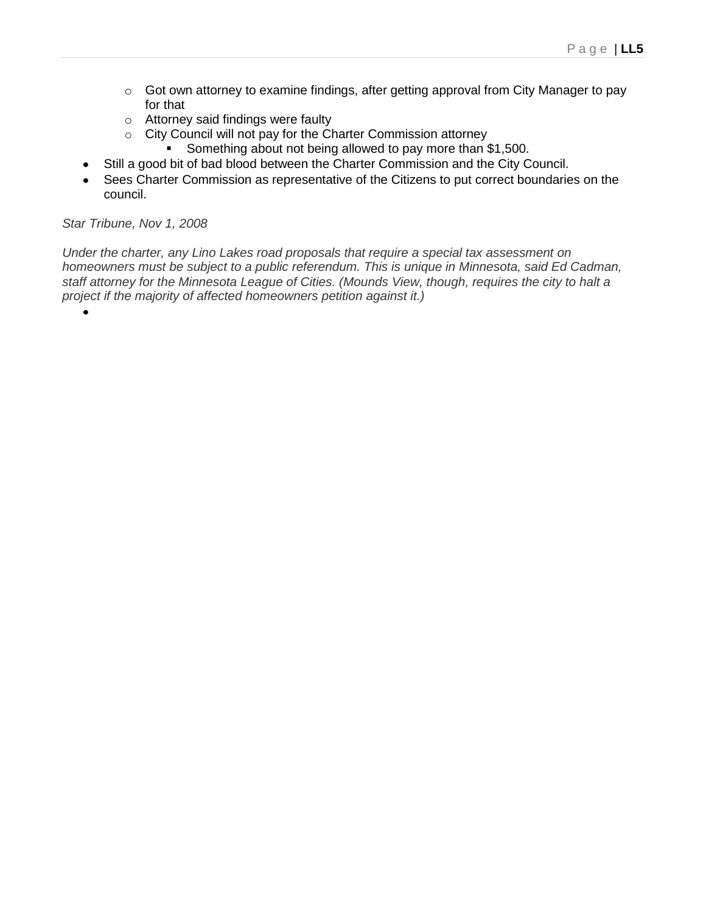- Got own attorney to examine findings, after getting approval from City Manager to pay for that
    - Attorney said findings were faulty
    - City Council will not pay for the Charter Commission attorney
        - Something about not being allowed to pay more than $1,500.
- Still a good bit of bad blood between the Charter Commission and the City Council.
- Sees Charter Commission as representative of the Citizens to put correct boundaries on the council.

*Star Tribune, Nov 1, 2008*

*Under the charter, any Lino Lakes road proposals that require a special tax assessment on homeowners must be subject to a public referendum. This is unique in Minnesota, said Ed Cadman, staff attorney for the Minnesota League of Cities. (Mounds View, though, requires the city to halt a project if the majority of affected homeowners petition against it.)*

-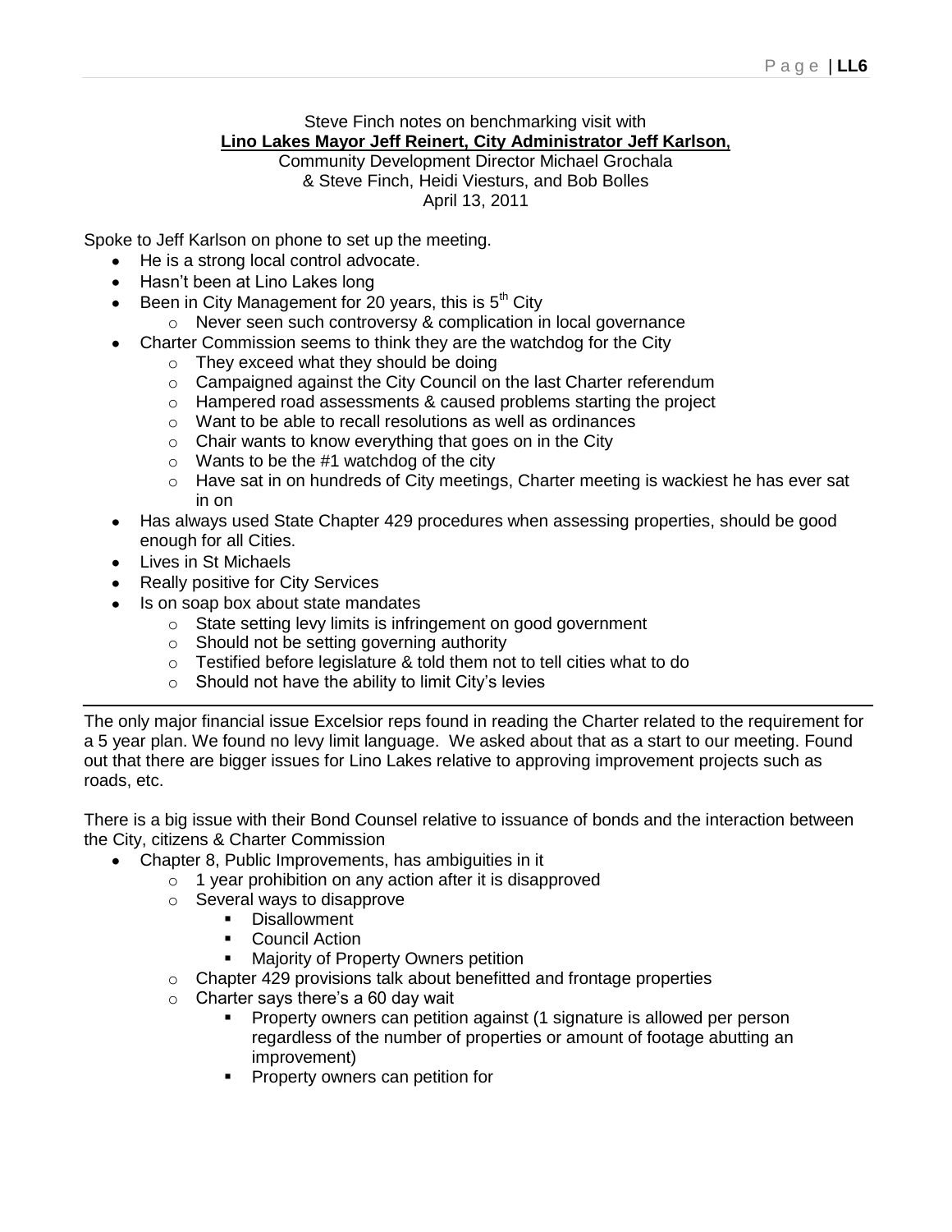Steve Finch notes on benchmarking visit with
**Lino Lakes Mayor Jeff Reinert, City Administrator Jeff Karlson,**
Community Development Director Michael Grochala
& Steve Finch, Heidi Viesturs, and Bob Bolles
April 13, 2011

Spoke to Jeff Karlson on phone to set up the meeting.

- He is a strong local control advocate.
- Hasn't been at Lino Lakes long
- Been in City Management for 20 years, this is 5th City
  - Never seen such controversy & complication in local governance
- Charter Commission seems to think they are the watchdog for the City
  - They exceed what they should be doing
  - Campaigned against the City Council on the last Charter referendum
  - Hampered road assessments & caused problems starting the project
  - Want to be able to recall resolutions as well as ordinances
  - Chair wants to know everything that goes on in the City
  - Wants to be the #1 watchdog of the city
  - Have sat in on hundreds of City meetings, Charter meeting is wackiest he has ever sat in on
- Has always used State Chapter 429 procedures when assessing properties, should be good enough for all Cities.
- Lives in St Michaels
- Really positive for City Services
- Is on soap box about state mandates
  - State setting levy limits is infringement on good government
  - Should not be setting governing authority
  - Testified before legislature & told them not to tell cities what to do
  - Should not have the ability to limit City's levies

---

The only major financial issue Excelsior reps found in reading the Charter related to the requirement for a 5 year plan. We found no levy limit language. We asked about that as a start to our meeting. Found out that there are bigger issues for Lino Lakes relative to approving improvement projects such as roads, etc.

There is a big issue with their Bond Counsel relative to issuance of bonds and the interaction between the City, citizens & Charter Commission

- Chapter 8, Public Improvements, has ambiguities in it
  - 1 year prohibition on any action after it is disapproved
  - Several ways to disapprove
    - Disallowment
    - Council Action
    - Majority of Property Owners petition
  - Chapter 429 provisions talk about benefitted and frontage properties
  - Charter says there's a 60 day wait
    - Property owners can petition against (1 signature is allowed per person regardless of the number of properties or amount of footage abutting an improvement)
    - Property owners can petition for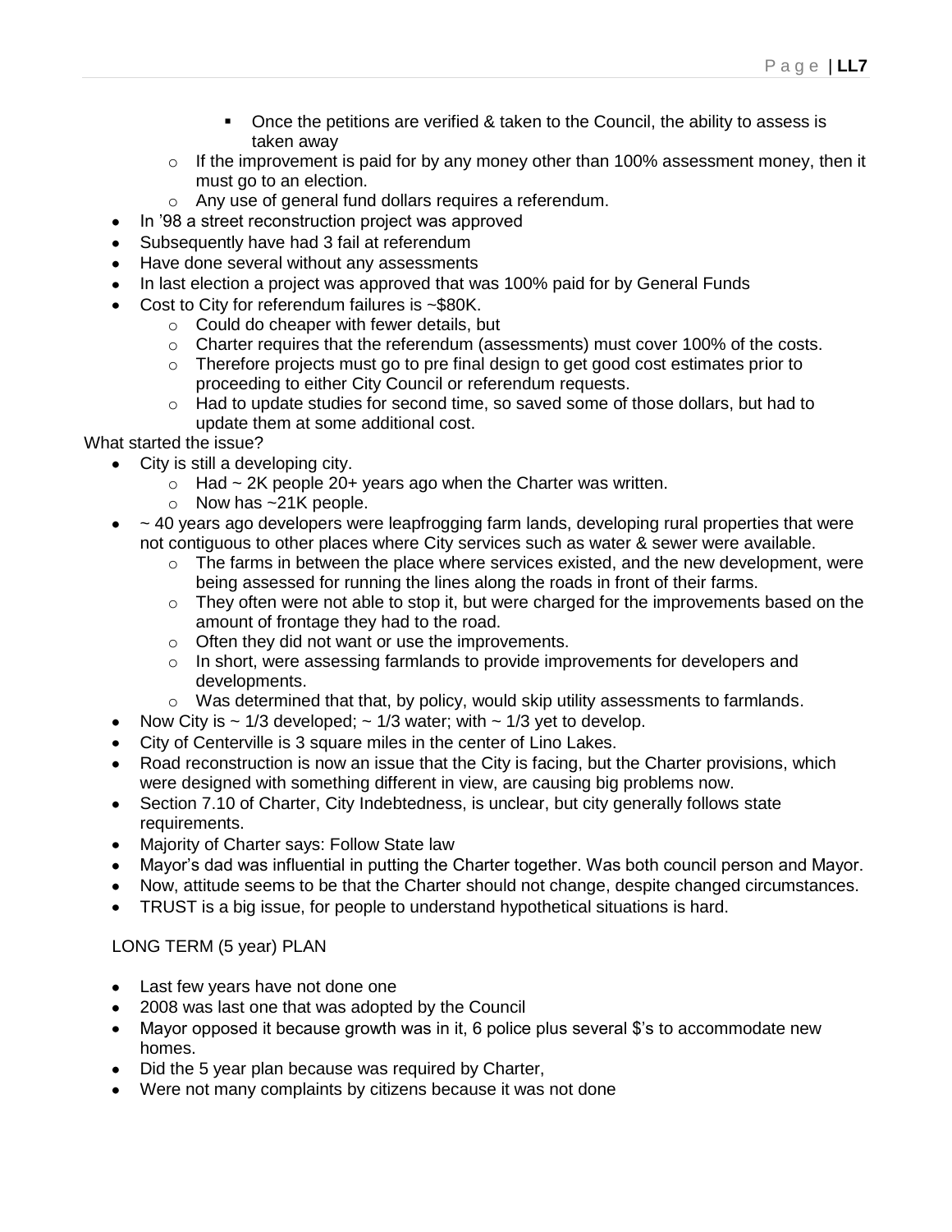- Once the petitions are verified & taken to the Council, the ability to assess is taken away
    - If the improvement is paid for by any money other than 100% assessment money, then it must go to an election.
    - Any use of general fund dollars requires a referendum.
- In '98 a street reconstruction project was approved
- Subsequently have had 3 fail at referendum
- Have done several without any assessments
- In last election a project was approved that was 100% paid for by General Funds
- Cost to City for referendum failures is ~$80K.
    - Could do cheaper with fewer details, but
    - Charter requires that the referendum (assessments) must cover 100% of the costs.
    - Therefore projects must go to pre final design to get good cost estimates prior to proceeding to either City Council or referendum requests.
    - Had to update studies for second time, so saved some of those dollars, but had to update them at some additional cost.

What started the issue?

- City is still a developing city.
    - Had ~ 2K people 20+ years ago when the Charter was written.
    - Now has ~21K people.
- ~ 40 years ago developers were leapfrogging farm lands, developing rural properties that were not contiguous to other places where City services such as water & sewer were available.
    - The farms in between the place where services existed, and the new development, were being assessed for running the lines along the roads in front of their farms.
    - They often were not able to stop it, but were charged for the improvements based on the amount of frontage they had to the road.
    - Often they did not want or use the improvements.
    - In short, were assessing farmlands to provide improvements for developers and developments.
    - Was determined that that, by policy, would skip utility assessments to farmlands.
- Now City is ~ 1/3 developed; ~ 1/3 water; with ~ 1/3 yet to develop.
- City of Centerville is 3 square miles in the center of Lino Lakes.
- Road reconstruction is now an issue that the City is facing, but the Charter provisions, which were designed with something different in view, are causing big problems now.
- Section 7.10 of Charter, City Indebtedness, is unclear, but city generally follows state requirements.
- Majority of Charter says: Follow State law
- Mayor's dad was influential in putting the Charter together. Was both council person and Mayor.
- Now, attitude seems to be that the Charter should not change, despite changed circumstances.
- TRUST is a big issue, for people to understand hypothetical situations is hard.

LONG TERM (5 year) PLAN

- Last few years have not done one
- 2008 was last one that was adopted by the Council
- Mayor opposed it because growth was in it, 6 police plus several $'s to accommodate new homes.
- Did the 5 year plan because was required by Charter,
- Were not many complaints by citizens because it was not done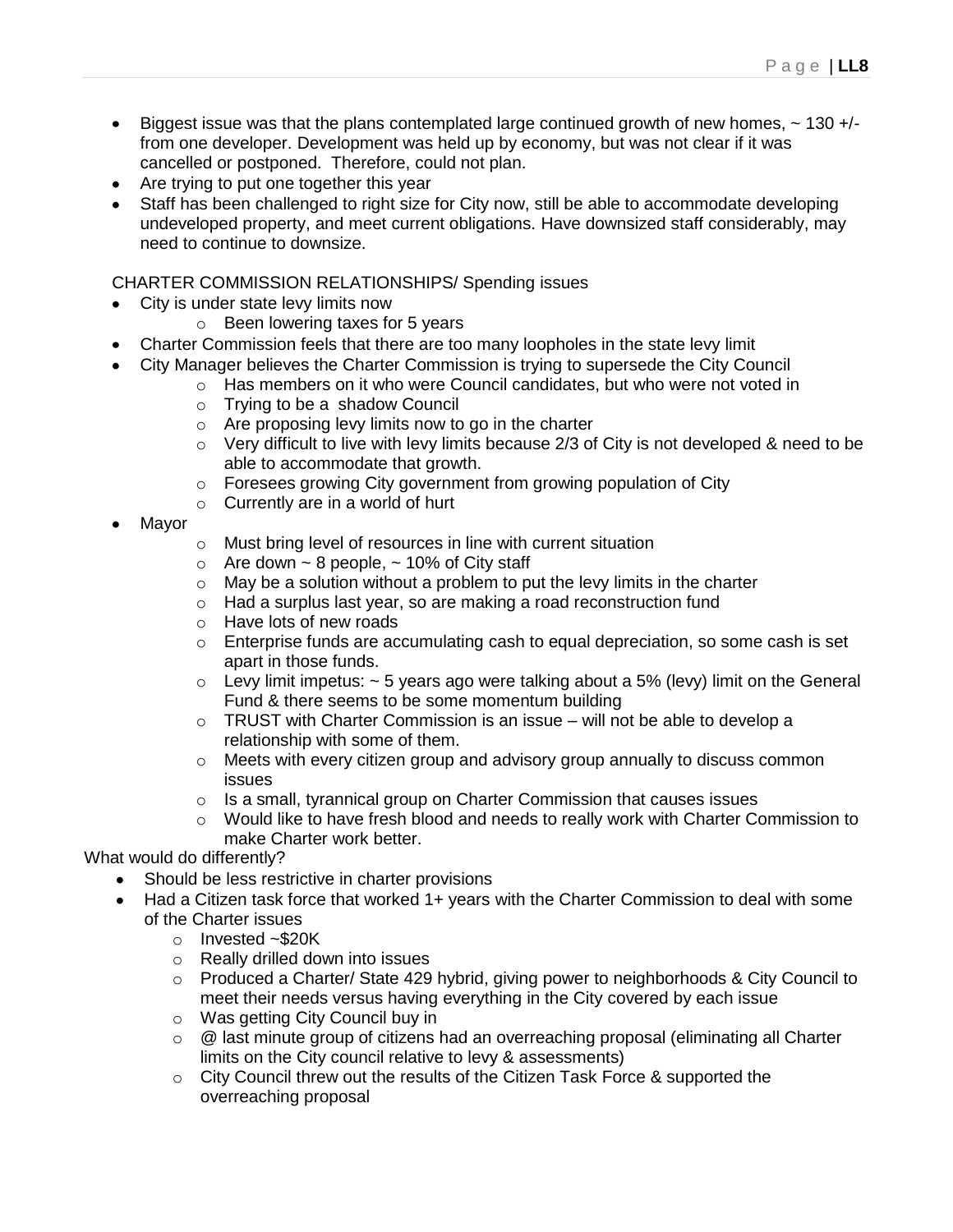- Biggest issue was that the plans contemplated large continued growth of new homes, ~ 130 +/- from one developer. Development was held up by economy, but was not clear if it was cancelled or postponed. Therefore, could not plan.
- Are trying to put one together this year
- Staff has been challenged to right size for City now, still be able to accommodate developing undeveloped property, and meet current obligations. Have downsized staff considerably, may need to continue to downsize.

CHARTER COMMISSION RELATIONSHIPS/ Spending issues

- City is under state levy limits now
  - Been lowering taxes for 5 years
- Charter Commission feels that there are too many loopholes in the state levy limit
- City Manager believes the Charter Commission is trying to supersede the City Council
  - Has members on it who were Council candidates, but who were not voted in
  - Trying to be a shadow Council
  - Are proposing levy limits now to go in the charter
  - Very difficult to live with levy limits because 2/3 of City is not developed & need to be able to accommodate that growth.
  - Foresees growing City government from growing population of City
  - Currently are in a world of hurt
- Mayor
  - Must bring level of resources in line with current situation
  - Are down ~ 8 people, ~ 10% of City staff
  - May be a solution without a problem to put the levy limits in the charter
  - Had a surplus last year, so are making a road reconstruction fund
  - Have lots of new roads
  - Enterprise funds are accumulating cash to equal depreciation, so some cash is set apart in those funds.
  - Levy limit impetus: ~ 5 years ago were talking about a 5% (levy) limit on the General Fund & there seems to be some momentum building
  - TRUST with Charter Commission is an issue – will not be able to develop a relationship with some of them.
  - Meets with every citizen group and advisory group annually to discuss common issues
  - Is a small, tyrannical group on Charter Commission that causes issues
  - Would like to have fresh blood and needs to really work with Charter Commission to make Charter work better.

What would do differently?

- Should be less restrictive in charter provisions
- Had a Citizen task force that worked 1+ years with the Charter Commission to deal with some of the Charter issues
  - Invested ~$20K
  - Really drilled down into issues
  - Produced a Charter/ State 429 hybrid, giving power to neighborhoods & City Council to meet their needs versus having everything in the City covered by each issue
  - Was getting City Council buy in
  - @ last minute group of citizens had an overreaching proposal (eliminating all Charter limits on the City council relative to levy & assessments)
  - City Council threw out the results of the Citizen Task Force & supported the overreaching proposal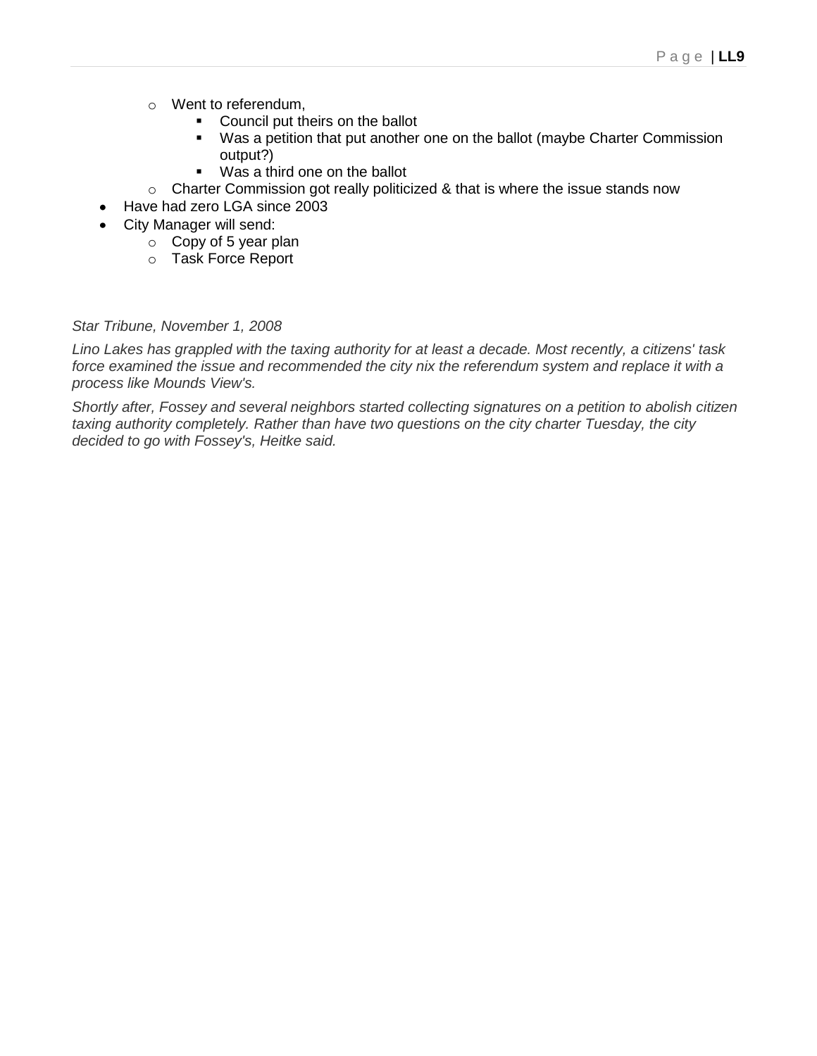- Went to referendum,
     - Council put theirs on the ballot
     - Was a petition that put another one on the ballot (maybe Charter Commission output?)
     - Was a third one on the ballot
   - Charter Commission got really politicized & that is where the issue stands now
- Have had zero LGA since 2003
- City Manager will send:
   - Copy of 5 year plan
   - Task Force Report

*Star Tribune, November 1, 2008*

*Lino Lakes has grappled with the taxing authority for at least a decade. Most recently, a citizens' task force examined the issue and recommended the city nix the referendum system and replace it with a process like Mounds View's.*

*Shortly after, Fossey and several neighbors started collecting signatures on a petition to abolish citizen taxing authority completely. Rather than have two questions on the city charter Tuesday, the city decided to go with Fossey's, Heitke said.*